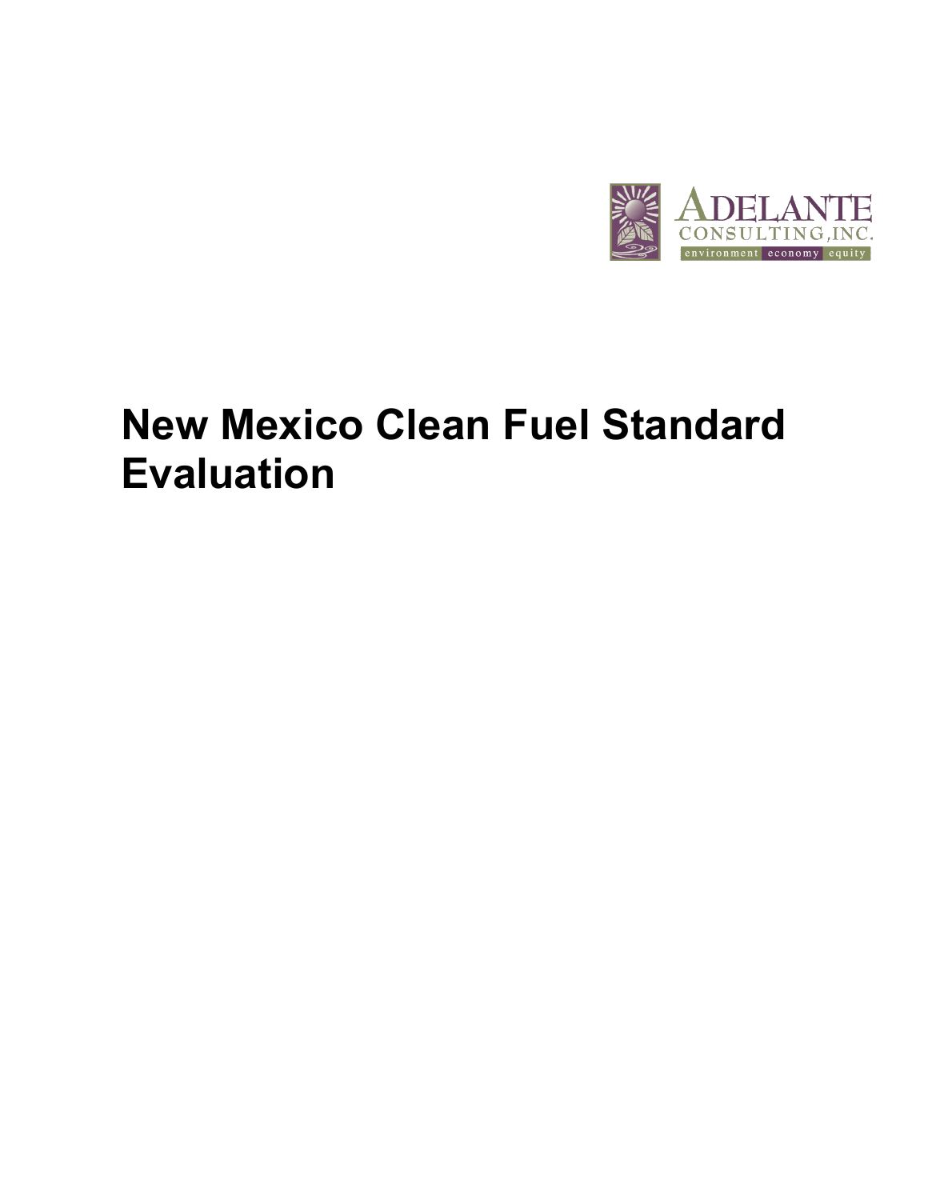ADELANTE CONSULTING, INC.

environment economy equity

# New Mexico Clean Fuel Standard Evaluation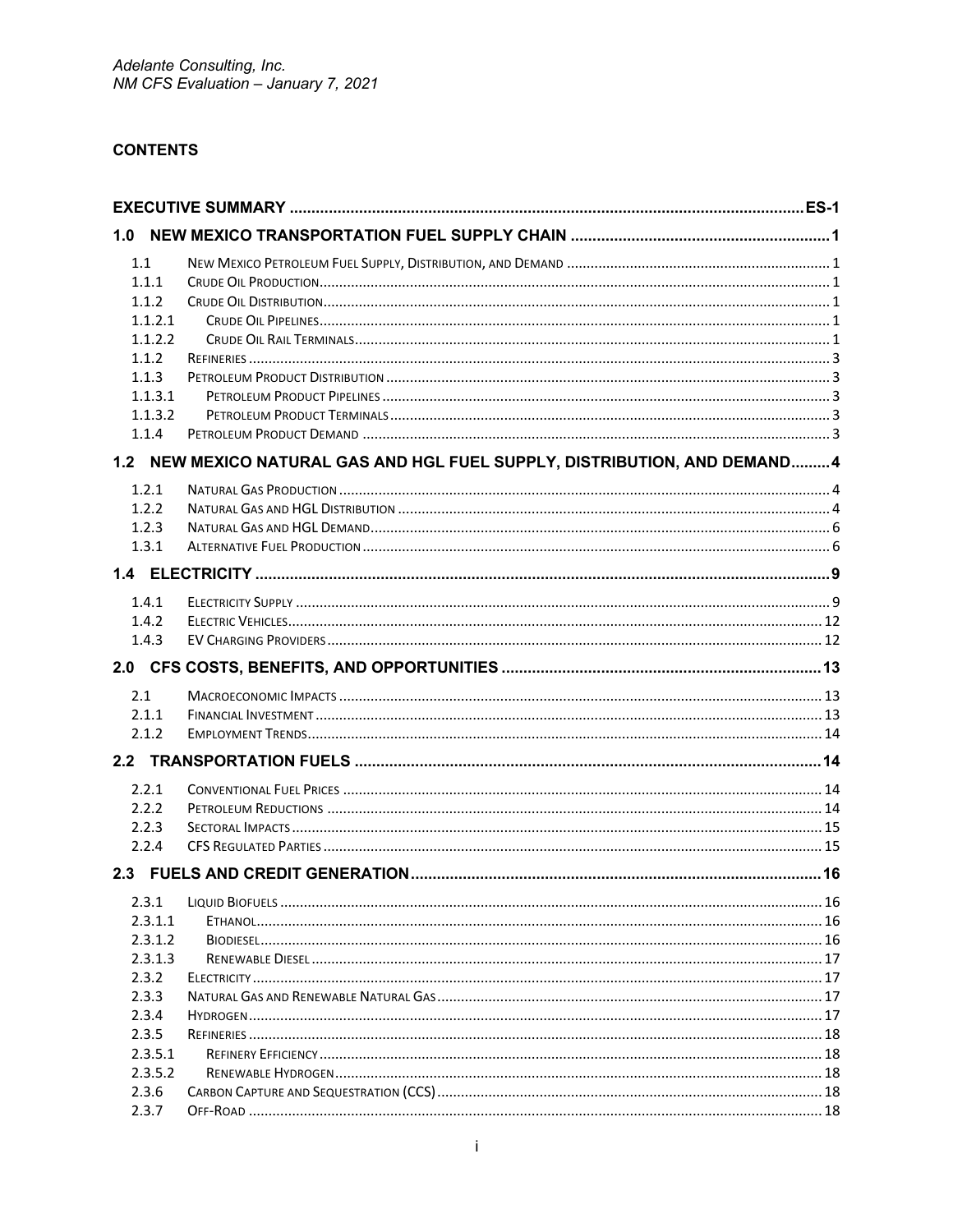## CONTENTS

| | | |
|---|---|---|
| **EXECUTIVE SUMMARY** | | **ES-1** |
| **1.0** | **NEW MEXICO TRANSPORTATION FUEL SUPPLY CHAIN** | **1** |
| 1.1 | New Mexico Petroleum Fuel Supply, Distribution, and Demand | 1 |
| 1.1.1 | Crude Oil Production | 1 |
| 1.1.2 | Crude Oil Distribution | 1 |
| 1.1.2.1 | Crude Oil Pipelines | 1 |
| 1.1.2.2 | Crude Oil Rail Terminals | 1 |
| 1.1.2 | Refineries | 3 |
| 1.1.3 | Petroleum Product Distribution | 3 |
| 1.1.3.1 | Petroleum Product Pipelines | 3 |
| 1.1.3.2 | Petroleum Product Terminals | 3 |
| 1.1.4 | Petroleum Product Demand | 3 |
| **1.2** | **NEW MEXICO NATURAL GAS AND HGL FUEL SUPPLY, DISTRIBUTION, AND DEMAND** | **4** |
| 1.2.1 | Natural Gas Production | 4 |
| 1.2.2 | Natural Gas and HGL Distribution | 4 |
| 1.2.3 | Natural Gas and HGL Demand | 6 |
| 1.3.1 | Alternative Fuel Production | 6 |
| **1.4** | **ELECTRICITY** | **9** |
| 1.4.1 | Electricity Supply | 9 |
| 1.4.2 | Electric Vehicles | 12 |
| 1.4.3 | EV Charging Providers | 12 |
| **2.0** | **CFS COSTS, BENEFITS, AND OPPORTUNITIES** | **13** |
| 2.1 | Macroeconomic Impacts | 13 |
| 2.1.1 | Financial Investment | 13 |
| 2.1.2 | Employment Trends | 14 |
| **2.2** | **TRANSPORTATION FUELS** | **14** |
| 2.2.1 | Conventional Fuel Prices | 14 |
| 2.2.2 | Petroleum Reductions | 14 |
| 2.2.3 | Sectoral Impacts | 15 |
| 2.2.4 | CFS Regulated Parties | 15 |
| **2.3** | **FUELS AND CREDIT GENERATION** | **16** |
| 2.3.1 | Liquid Biofuels | 16 |
| 2.3.1.1 | Ethanol | 16 |
| 2.3.1.2 | Biodiesel | 16 |
| 2.3.1.3 | Renewable Diesel | 17 |
| 2.3.2 | Electricity | 17 |
| 2.3.3 | Natural Gas and Renewable Natural Gas | 17 |
| 2.3.4 | Hydrogen | 17 |
| 2.3.5 | Refineries | 18 |
| 2.3.5.1 | Refinery Efficiency | 18 |
| 2.3.5.2 | Renewable Hydrogen | 18 |
| 2.3.6 | Carbon Capture and Sequestration (CCS) | 18 |
| 2.3.7 | Off-Road | 18 |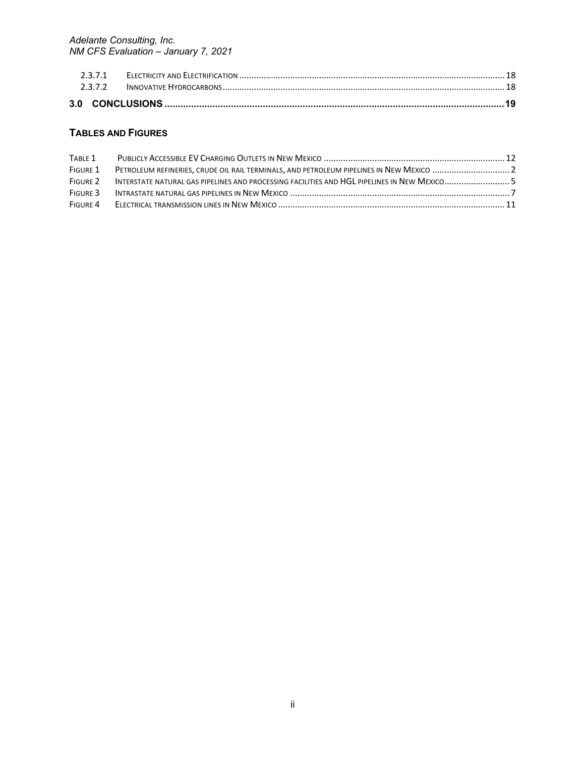2.3.7.1 ELECTRICITY AND ELECTRIFICATION ........................................ 18
2.3.7.2 INNOVATIVE HYDROCARBONS ........................................ 18

**3.0 CONCLUSIONS ........................................ 19**

### TABLES AND FIGURES

TABLE 1 PUBLICLY ACCESSIBLE EV CHARGING OUTLETS IN NEW MEXICO ........................................ 12
FIGURE 1 PETROLEUM REFINERIES, CRUDE OIL RAIL TERMINALS, AND PETROLEUM PIPELINES IN NEW MEXICO ........................................ 2
FIGURE 2 INTERSTATE NATURAL GAS PIPELINES AND PROCESSING FACILITIES AND HGL PIPELINES IN NEW MEXICO ........................................ 5
FIGURE 3 INTRASTATE NATURAL GAS PIPELINES IN NEW MEXICO ........................................ 7
FIGURE 4 ELECTRICAL TRANSMISSION LINES IN NEW MEXICO ........................................ 11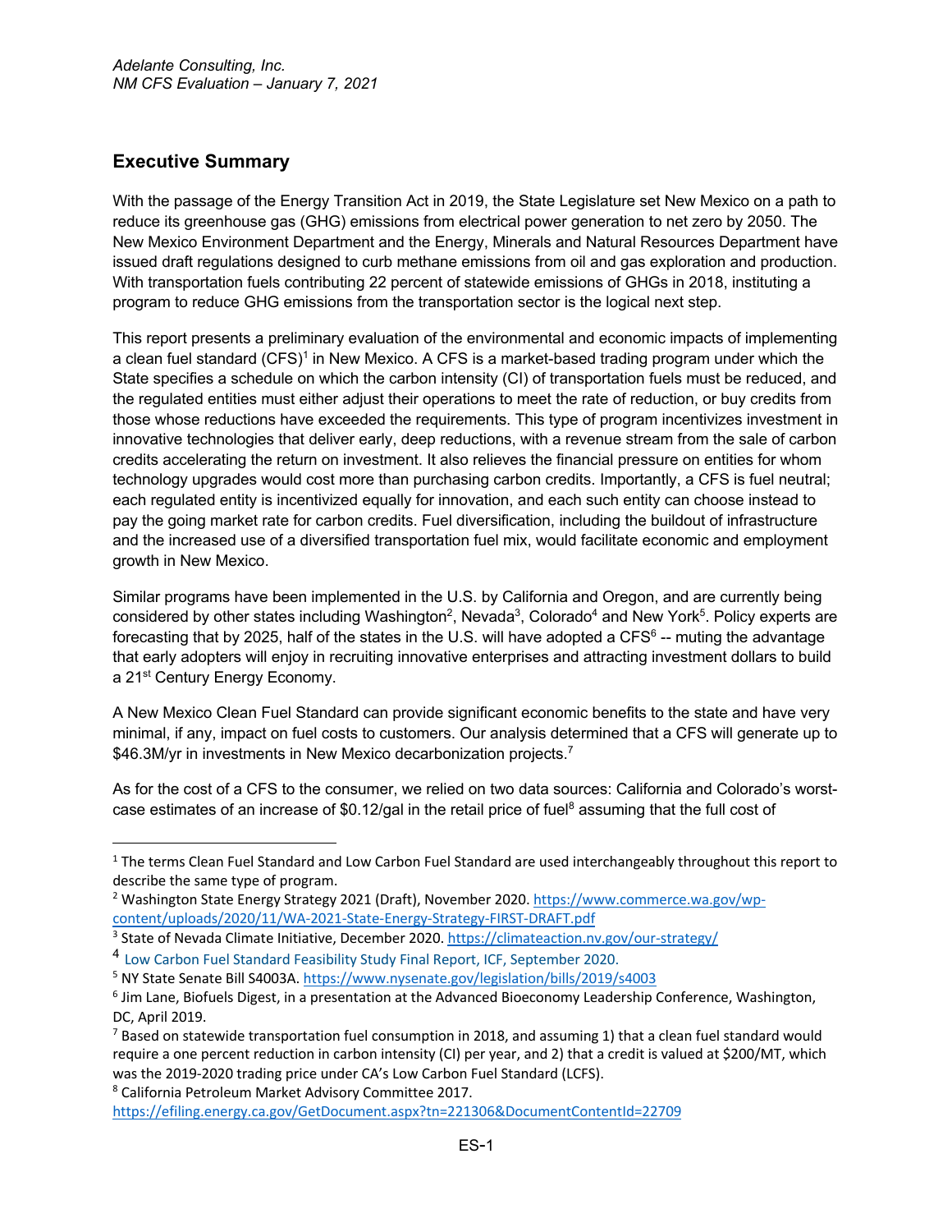## Executive Summary

With the passage of the Energy Transition Act in 2019, the State Legislature set New Mexico on a path to reduce its greenhouse gas (GHG) emissions from electrical power generation to net zero by 2050. The New Mexico Environment Department and the Energy, Minerals and Natural Resources Department have issued draft regulations designed to curb methane emissions from oil and gas exploration and production. With transportation fuels contributing 22 percent of statewide emissions of GHGs in 2018, instituting a program to reduce GHG emissions from the transportation sector is the logical next step.

This report presents a preliminary evaluation of the environmental and economic impacts of implementing a clean fuel standard (CFS)[1] in New Mexico. A CFS is a market-based trading program under which the State specifies a schedule on which the carbon intensity (CI) of transportation fuels must be reduced, and the regulated entities must either adjust their operations to meet the rate of reduction, or buy credits from those whose reductions have exceeded the requirements. This type of program incentivizes investment in innovative technologies that deliver early, deep reductions, with a revenue stream from the sale of carbon credits accelerating the return on investment. It also relieves the financial pressure on entities for whom technology upgrades would cost more than purchasing carbon credits. Importantly, a CFS is fuel neutral; each regulated entity is incentivized equally for innovation, and each such entity can choose instead to pay the going market rate for carbon credits. Fuel diversification, including the buildout of infrastructure and the increased use of a diversified transportation fuel mix, would facilitate economic and employment growth in New Mexico.

Similar programs have been implemented in the U.S. by California and Oregon, and are currently being considered by other states including Washington[2], Nevada[3], Colorado[4] and New York[5]. Policy experts are forecasting that by 2025, half of the states in the U.S. will have adopted a CFS[6] -- muting the advantage that early adopters will enjoy in recruiting innovative enterprises and attracting investment dollars to build a 21st Century Energy Economy.

A New Mexico Clean Fuel Standard can provide significant economic benefits to the state and have very minimal, if any, impact on fuel costs to customers. Our analysis determined that a CFS will generate up to $46.3M/yr in investments in New Mexico decarbonization projects.[7]

As for the cost of a CFS to the consumer, we relied on two data sources: California and Colorado's worst-case estimates of an increase of $0.12/gal in the retail price of fuel[8] assuming that the full cost of

---

[1] The terms Clean Fuel Standard and Low Carbon Fuel Standard are used interchangeably throughout this report to describe the same type of program.

[2] Washington State Energy Strategy 2021 (Draft), November 2020. https://www.commerce.wa.gov/wp-content/uploads/2020/11/WA-2021-State-Energy-Strategy-FIRST-DRAFT.pdf

[3] State of Nevada Climate Initiative, December 2020. https://climateaction.nv.gov/our-strategy/

[4] Low Carbon Fuel Standard Feasibility Study Final Report, ICF, September 2020.

[5] NY State Senate Bill S4003A. https://www.nysenate.gov/legislation/bills/2019/s4003

[6] Jim Lane, Biofuels Digest, in a presentation at the Advanced Bioeconomy Leadership Conference, Washington, DC, April 2019.

[7] Based on statewide transportation fuel consumption in 2018, and assuming 1) that a clean fuel standard would require a one percent reduction in carbon intensity (CI) per year, and 2) that a credit is valued at $200/MT, which was the 2019-2020 trading price under CA's Low Carbon Fuel Standard (LCFS).

[8] California Petroleum Market Advisory Committee 2017. https://efiling.energy.ca.gov/GetDocument.aspx?tn=221306&DocumentContentId=22709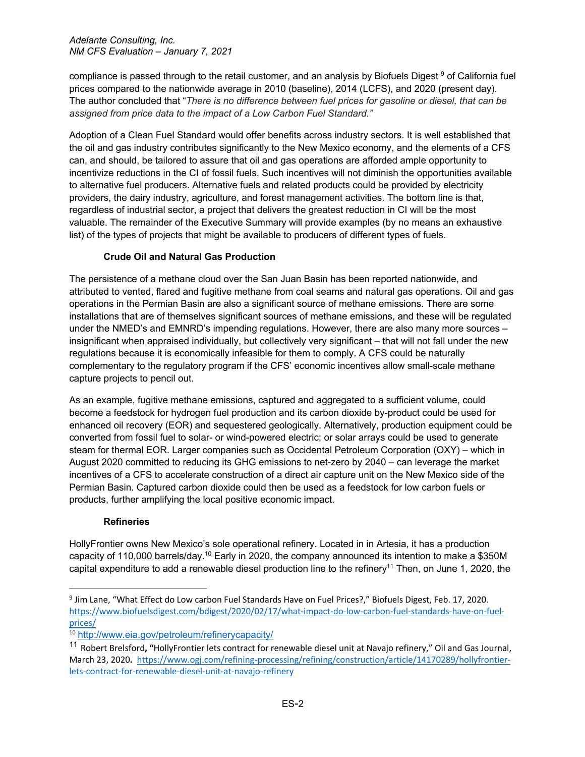compliance is passed through to the retail customer, and an analysis by Biofuels Digest [9] of California fuel prices compared to the nationwide average in 2010 (baseline), 2014 (LCFS), and 2020 (present day). The author concluded that "*There is no difference between fuel prices for gasoline or diesel, that can be assigned from price data to the impact of a Low Carbon Fuel Standard.*"

Adoption of a Clean Fuel Standard would offer benefits across industry sectors. It is well established that the oil and gas industry contributes significantly to the New Mexico economy, and the elements of a CFS can, and should, be tailored to assure that oil and gas operations are afforded ample opportunity to incentivize reductions in the CI of fossil fuels. Such incentives will not diminish the opportunities available to alternative fuel producers. Alternative fuels and related products could be provided by electricity providers, the dairy industry, agriculture, and forest management activities. The bottom line is that, regardless of industrial sector, a project that delivers the greatest reduction in CI will be the most valuable. The remainder of the Executive Summary will provide examples (by no means an exhaustive list) of the types of projects that might be available to producers of different types of fuels.

### Crude Oil and Natural Gas Production

The persistence of a methane cloud over the San Juan Basin has been reported nationwide, and attributed to vented, flared and fugitive methane from coal seams and natural gas operations. Oil and gas operations in the Permian Basin are also a significant source of methane emissions. There are some installations that are of themselves significant sources of methane emissions, and these will be regulated under the NMED's and EMNRD's impending regulations. However, there are also many more sources – insignificant when appraised individually, but collectively very significant – that will not fall under the new regulations because it is economically infeasible for them to comply. A CFS could be naturally complementary to the regulatory program if the CFS' economic incentives allow small-scale methane capture projects to pencil out.

As an example, fugitive methane emissions, captured and aggregated to a sufficient volume, could become a feedstock for hydrogen fuel production and its carbon dioxide by-product could be used for enhanced oil recovery (EOR) and sequestered geologically. Alternatively, production equipment could be converted from fossil fuel to solar- or wind-powered electric; or solar arrays could be used to generate steam for thermal EOR. Larger companies such as Occidental Petroleum Corporation (OXY) – which in August 2020 committed to reducing its GHG emissions to net-zero by 2040 – can leverage the market incentives of a CFS to accelerate construction of a direct air capture unit on the New Mexico side of the Permian Basin. Captured carbon dioxide could then be used as a feedstock for low carbon fuels or products, further amplifying the local positive economic impact.

### Refineries

HollyFrontier owns New Mexico's sole operational refinery. Located in in Artesia, it has a production capacity of 110,000 barrels/day.[10] Early in 2020, the company announced its intention to make a $350M capital expenditure to add a renewable diesel production line to the refinery[11] Then, on June 1, 2020, the

---

[9] Jim Lane, "What Effect do Low carbon Fuel Standards Have on Fuel Prices?," Biofuels Digest, Feb. 17, 2020. https://www.biofuelsdigest.com/bdigest/2020/02/17/what-impact-do-low-carbon-fuel-standards-have-on-fuel-prices/

[10] http://www.eia.gov/petroleum/refinerycapacity/

[11] Robert Brelsford, **"**HollyFrontier lets contract for renewable diesel unit at Navajo refinery," Oil and Gas Journal, March 23, 2020**.** https://www.ogj.com/refining-processing/refining/construction/article/14170289/hollyfrontier-lets-contract-for-renewable-diesel-unit-at-navajo-refinery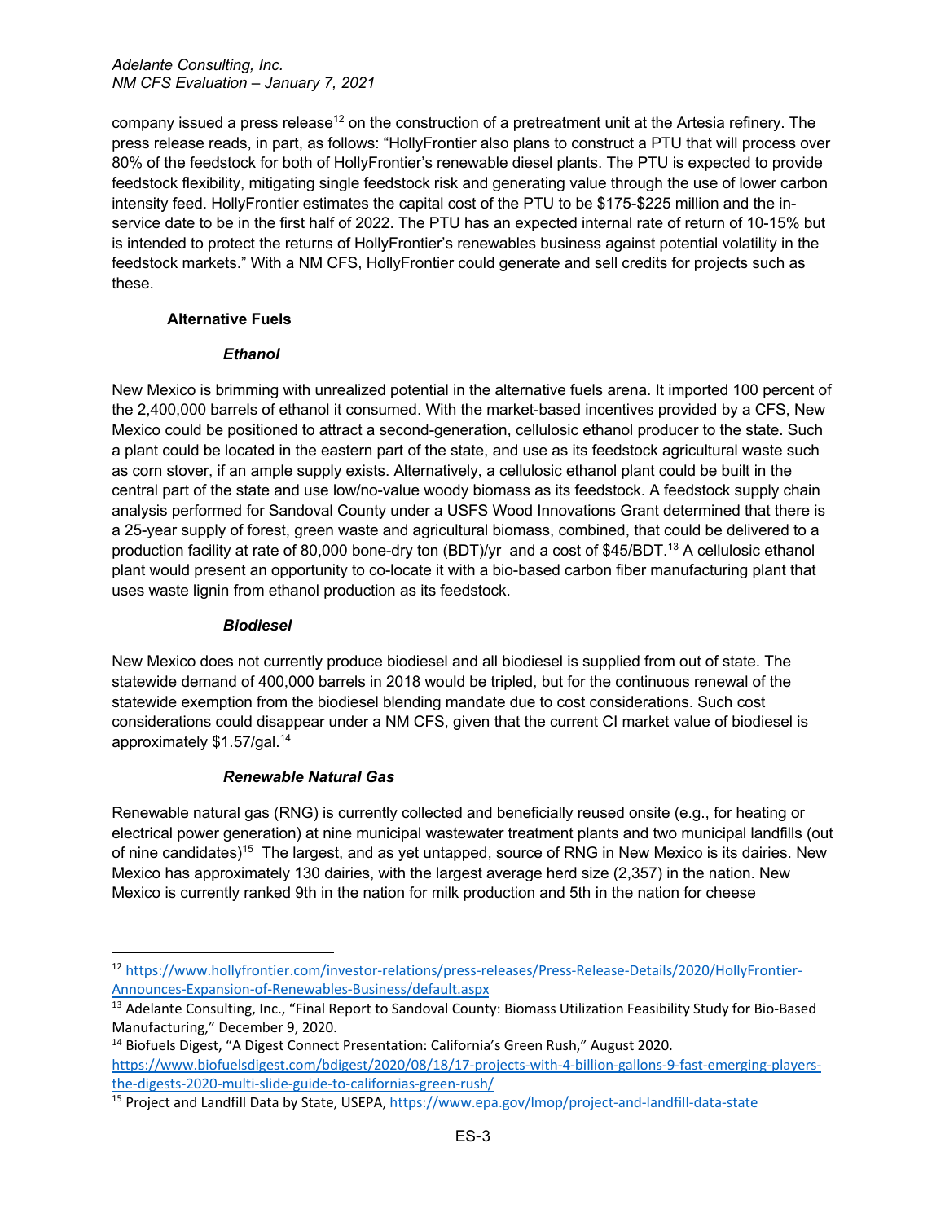company issued a press release[12] on the construction of a pretreatment unit at the Artesia refinery. The press release reads, in part, as follows: "HollyFrontier also plans to construct a PTU that will process over 80% of the feedstock for both of HollyFrontier's renewable diesel plants. The PTU is expected to provide feedstock flexibility, mitigating single feedstock risk and generating value through the use of lower carbon intensity feed. HollyFrontier estimates the capital cost of the PTU to be $175-$225 million and the in-service date to be in the first half of 2022. The PTU has an expected internal rate of return of 10-15% but is intended to protect the returns of HollyFrontier's renewables business against potential volatility in the feedstock markets." With a NM CFS, HollyFrontier could generate and sell credits for projects such as these.

### Alternative Fuels

#### *Ethanol*

New Mexico is brimming with unrealized potential in the alternative fuels arena. It imported 100 percent of the 2,400,000 barrels of ethanol it consumed. With the market-based incentives provided by a CFS, New Mexico could be positioned to attract a second-generation, cellulosic ethanol producer to the state. Such a plant could be located in the eastern part of the state, and use as its feedstock agricultural waste such as corn stover, if an ample supply exists. Alternatively, a cellulosic ethanol plant could be built in the central part of the state and use low/no-value woody biomass as its feedstock. A feedstock supply chain analysis performed for Sandoval County under a USFS Wood Innovations Grant determined that there is a 25-year supply of forest, green waste and agricultural biomass, combined, that could be delivered to a production facility at rate of 80,000 bone-dry ton (BDT)/yr and a cost of $45/BDT.[13] A cellulosic ethanol plant would present an opportunity to co-locate it with a bio-based carbon fiber manufacturing plant that uses waste lignin from ethanol production as its feedstock.

#### *Biodiesel*

New Mexico does not currently produce biodiesel and all biodiesel is supplied from out of state. The statewide demand of 400,000 barrels in 2018 would be tripled, but for the continuous renewal of the statewide exemption from the biodiesel blending mandate due to cost considerations. Such cost considerations could disappear under a NM CFS, given that the current CI market value of biodiesel is approximately $1.57/gal.[14]

#### *Renewable Natural Gas*

Renewable natural gas (RNG) is currently collected and beneficially reused onsite (e.g., for heating or electrical power generation) at nine municipal wastewater treatment plants and two municipal landfills (out of nine candidates)[15] The largest, and as yet untapped, source of RNG in New Mexico is its dairies. New Mexico has approximately 130 dairies, with the largest average herd size (2,357) in the nation. New Mexico is currently ranked 9th in the nation for milk production and 5th in the nation for cheese

---

[12] https://www.hollyfrontier.com/investor-relations/press-releases/Press-Release-Details/2020/HollyFrontier-Announces-Expansion-of-Renewables-Business/default.aspx

[13] Adelante Consulting, Inc., "Final Report to Sandoval County: Biomass Utilization Feasibility Study for Bio-Based Manufacturing," December 9, 2020.

[14] Biofuels Digest, "A Digest Connect Presentation: California's Green Rush," August 2020. https://www.biofuelsdigest.com/bdigest/2020/08/18/17-projects-with-4-billion-gallons-9-fast-emerging-players-the-digests-2020-multi-slide-guide-to-californias-green-rush/

[15] Project and Landfill Data by State, USEPA, https://www.epa.gov/lmop/project-and-landfill-data-state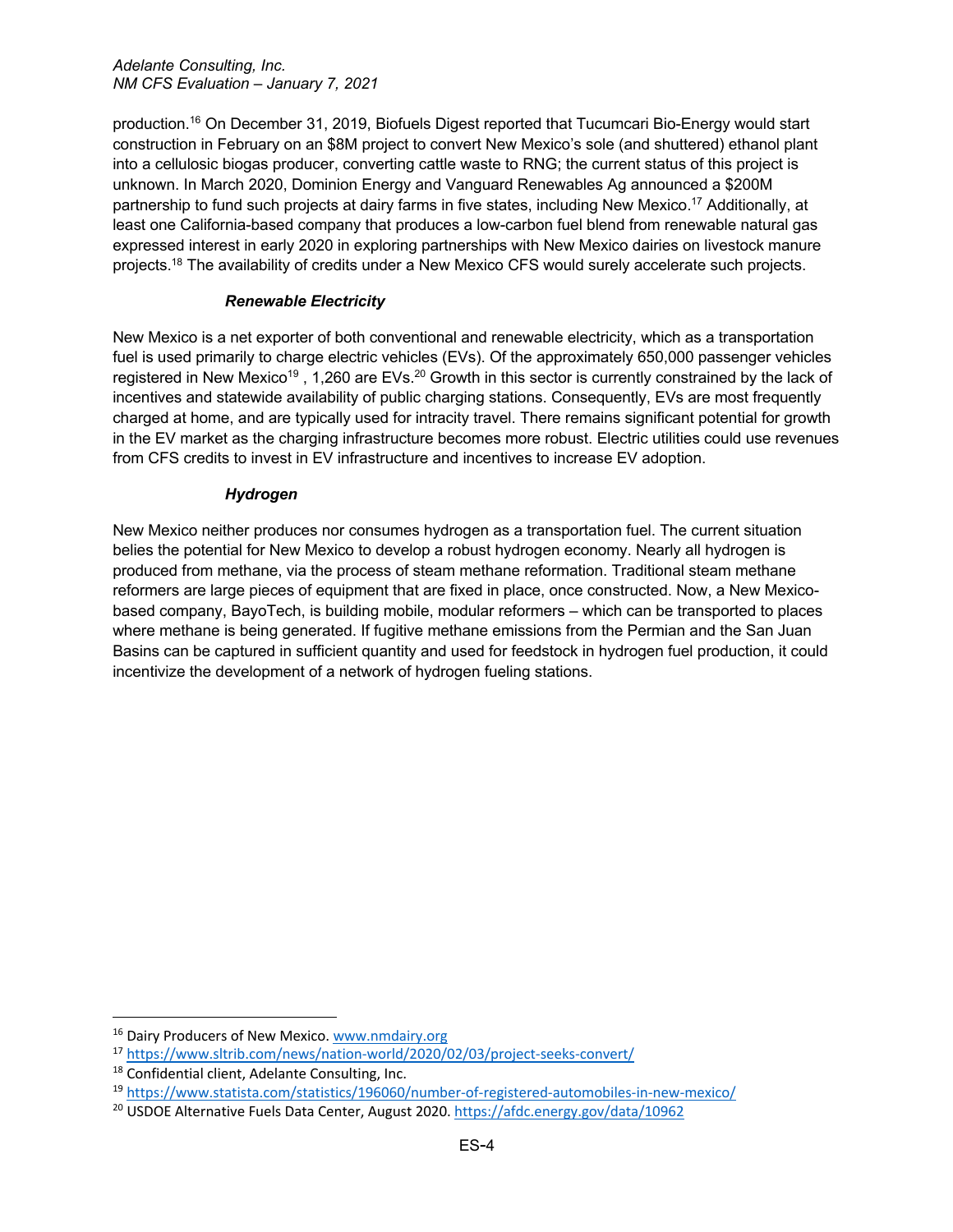production.[16] On December 31, 2019, Biofuels Digest reported that Tucumcari Bio-Energy would start construction in February on an $8M project to convert New Mexico's sole (and shuttered) ethanol plant into a cellulosic biogas producer, converting cattle waste to RNG; the current status of this project is unknown. In March 2020, Dominion Energy and Vanguard Renewables Ag announced a $200M partnership to fund such projects at dairy farms in five states, including New Mexico.[17] Additionally, at least one California-based company that produces a low-carbon fuel blend from renewable natural gas expressed interest in early 2020 in exploring partnerships with New Mexico dairies on livestock manure projects.[18] The availability of credits under a New Mexico CFS would surely accelerate such projects.

***Renewable Electricity***

New Mexico is a net exporter of both conventional and renewable electricity, which as a transportation fuel is used primarily to charge electric vehicles (EVs). Of the approximately 650,000 passenger vehicles registered in New Mexico[19] , 1,260 are EVs.[20] Growth in this sector is currently constrained by the lack of incentives and statewide availability of public charging stations. Consequently, EVs are most frequently charged at home, and are typically used for intracity travel. There remains significant potential for growth in the EV market as the charging infrastructure becomes more robust. Electric utilities could use revenues from CFS credits to invest in EV infrastructure and incentives to increase EV adoption.

***Hydrogen***

New Mexico neither produces nor consumes hydrogen as a transportation fuel. The current situation belies the potential for New Mexico to develop a robust hydrogen economy. Nearly all hydrogen is produced from methane, via the process of steam methane reformation. Traditional steam methane reformers are large pieces of equipment that are fixed in place, once constructed. Now, a New Mexico-based company, BayoTech, is building mobile, modular reformers – which can be transported to places where methane is being generated. If fugitive methane emissions from the Permian and the San Juan Basins can be captured in sufficient quantity and used for feedstock in hydrogen fuel production, it could incentivize the development of a network of hydrogen fueling stations.

---

[16] Dairy Producers of New Mexico. www.nmdairy.org

[17] https://www.sltrib.com/news/nation-world/2020/02/03/project-seeks-convert/

[18] Confidential client, Adelante Consulting, Inc.

[19] https://www.statista.com/statistics/196060/number-of-registered-automobiles-in-new-mexico/

[20] USDOE Alternative Fuels Data Center, August 2020. https://afdc.energy.gov/data/10962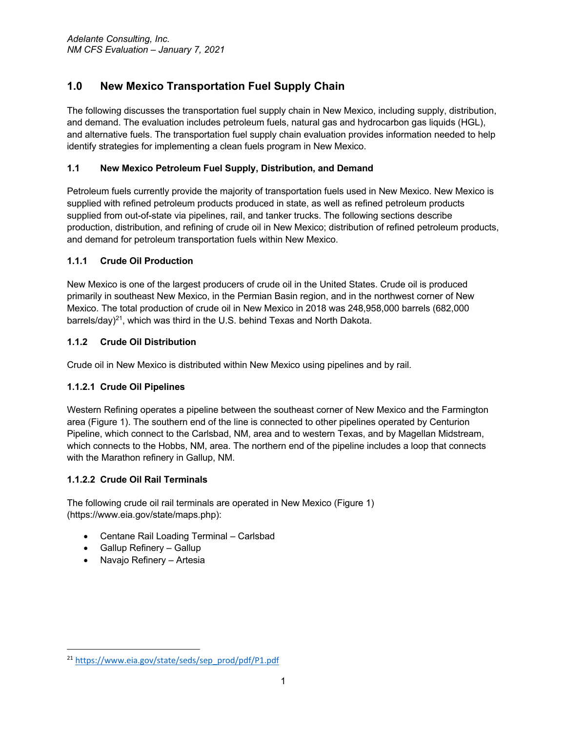# 1.0 New Mexico Transportation Fuel Supply Chain

The following discusses the transportation fuel supply chain in New Mexico, including supply, distribution, and demand. The evaluation includes petroleum fuels, natural gas and hydrocarbon gas liquids (HGL), and alternative fuels. The transportation fuel supply chain evaluation provides information needed to help identify strategies for implementing a clean fuels program in New Mexico.

## 1.1 New Mexico Petroleum Fuel Supply, Distribution, and Demand

Petroleum fuels currently provide the majority of transportation fuels used in New Mexico. New Mexico is supplied with refined petroleum products produced in state, as well as refined petroleum products supplied from out-of-state via pipelines, rail, and tanker trucks. The following sections describe production, distribution, and refining of crude oil in New Mexico; distribution of refined petroleum products, and demand for petroleum transportation fuels within New Mexico.

### 1.1.1 Crude Oil Production

New Mexico is one of the largest producers of crude oil in the United States. Crude oil is produced primarily in southeast New Mexico, in the Permian Basin region, and in the northwest corner of New Mexico. The total production of crude oil in New Mexico in 2018 was 248,958,000 barrels (682,000 barrels/day)[21], which was third in the U.S. behind Texas and North Dakota.

### 1.1.2 Crude Oil Distribution

Crude oil in New Mexico is distributed within New Mexico using pipelines and by rail.

#### 1.1.2.1 Crude Oil Pipelines

Western Refining operates a pipeline between the southeast corner of New Mexico and the Farmington area (Figure 1). The southern end of the line is connected to other pipelines operated by Centurion Pipeline, which connect to the Carlsbad, NM, area and to western Texas, and by Magellan Midstream, which connects to the Hobbs, NM, area. The northern end of the pipeline includes a loop that connects with the Marathon refinery in Gallup, NM.

#### 1.1.2.2 Crude Oil Rail Terminals

The following crude oil rail terminals are operated in New Mexico (Figure 1) (https://www.eia.gov/state/maps.php):

- Centane Rail Loading Terminal – Carlsbad
- Gallup Refinery – Gallup
- Navajo Refinery – Artesia

---

[21] https://www.eia.gov/state/seds/sep_prod/pdf/P1.pdf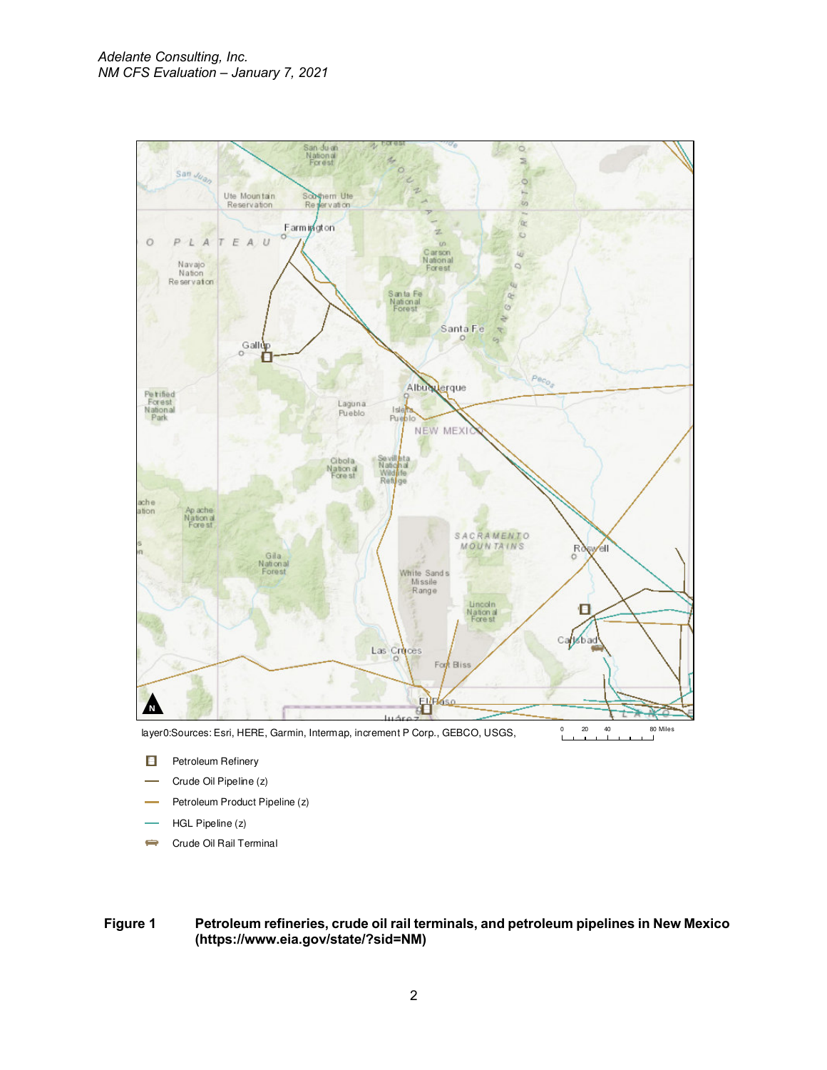layer0:Sources: Esri, HERE, Garmin, Intermap, increment P Corp., GEBCO, USGS,

- Petroleum Refinery
- Crude Oil Pipeline (z)
- Petroleum Product Pipeline (z)
- HGL Pipeline (z)
- Crude Oil Rail Terminal

**Figure 1 Petroleum refineries, crude oil rail terminals, and petroleum pipelines in New Mexico (https://www.eia.gov/state/?sid=NM)**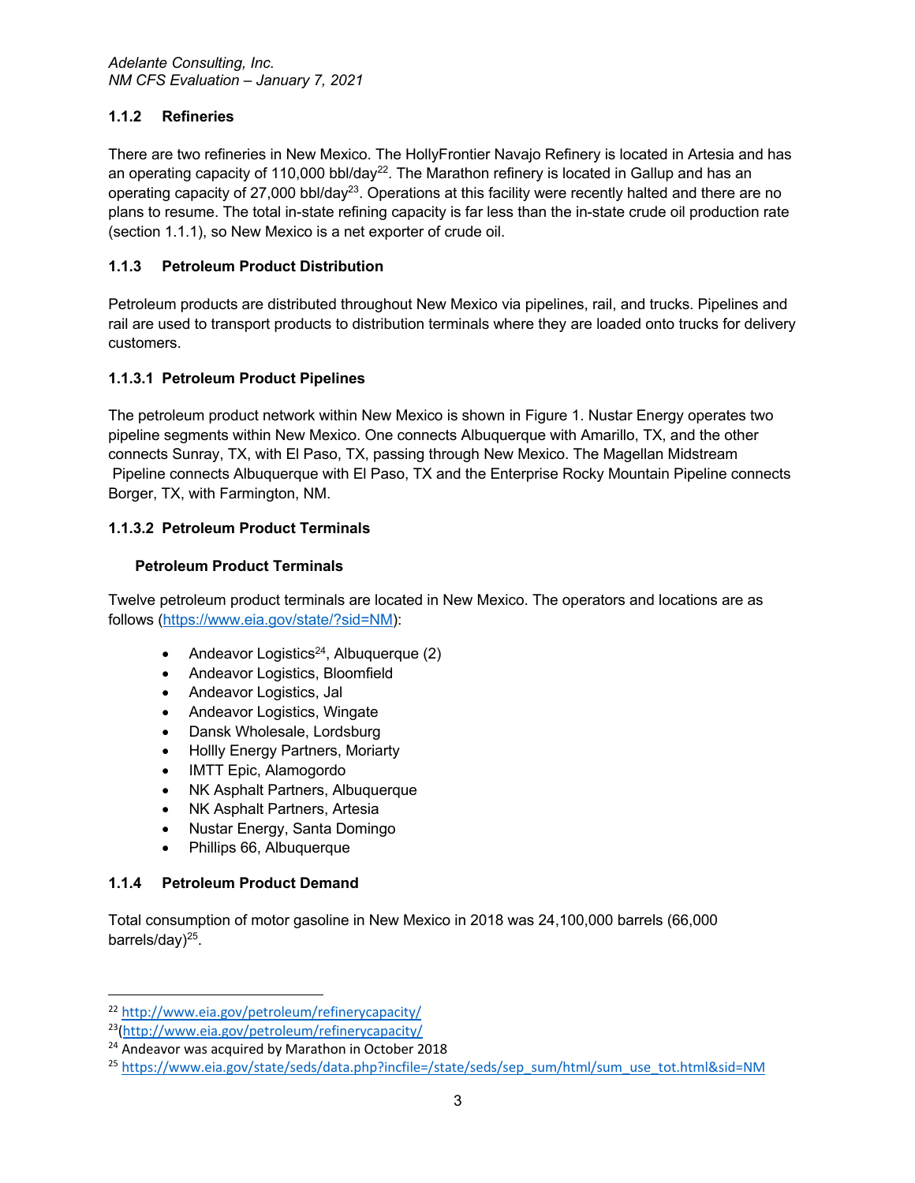### 1.1.2 Refineries

There are two refineries in New Mexico. The HollyFrontier Navajo Refinery is located in Artesia and has an operating capacity of 110,000 bbl/day[22]. The Marathon refinery is located in Gallup and has an operating capacity of 27,000 bbl/day[23]. Operations at this facility were recently halted and there are no plans to resume. The total in-state refining capacity is far less than the in-state crude oil production rate (section 1.1.1), so New Mexico is a net exporter of crude oil.

### 1.1.3 Petroleum Product Distribution

Petroleum products are distributed throughout New Mexico via pipelines, rail, and trucks. Pipelines and rail are used to transport products to distribution terminals where they are loaded onto trucks for delivery customers.

#### 1.1.3.1 Petroleum Product Pipelines

The petroleum product network within New Mexico is shown in Figure 1. Nustar Energy operates two pipeline segments within New Mexico. One connects Albuquerque with Amarillo, TX, and the other connects Sunray, TX, with El Paso, TX, passing through New Mexico. The Magellan Midstream Pipeline connects Albuquerque with El Paso, TX and the Enterprise Rocky Mountain Pipeline connects Borger, TX, with Farmington, NM.

#### 1.1.3.2 Petroleum Product Terminals

**Petroleum Product Terminals**

Twelve petroleum product terminals are located in New Mexico. The operators and locations are as follows (https://www.eia.gov/state/?sid=NM):

- Andeavor Logistics[24], Albuquerque (2)
- Andeavor Logistics, Bloomfield
- Andeavor Logistics, Jal
- Andeavor Logistics, Wingate
- Dansk Wholesale, Lordsburg
- Hollly Energy Partners, Moriarty
- IMTT Epic, Alamogordo
- NK Asphalt Partners, Albuquerque
- NK Asphalt Partners, Artesia
- Nustar Energy, Santa Domingo
- Phillips 66, Albuquerque

### 1.1.4 Petroleum Product Demand

Total consumption of motor gasoline in New Mexico in 2018 was 24,100,000 barrels (66,000 barrels/day)[25].

---

[22] http://www.eia.gov/petroleum/refinerycapacity/

[23](http://www.eia.gov/petroleum/refinerycapacity/

[24] Andeavor was acquired by Marathon in October 2018

[25] https://www.eia.gov/state/seds/data.php?incfile=/state/seds/sep_sum/html/sum_use_tot.html&sid=NM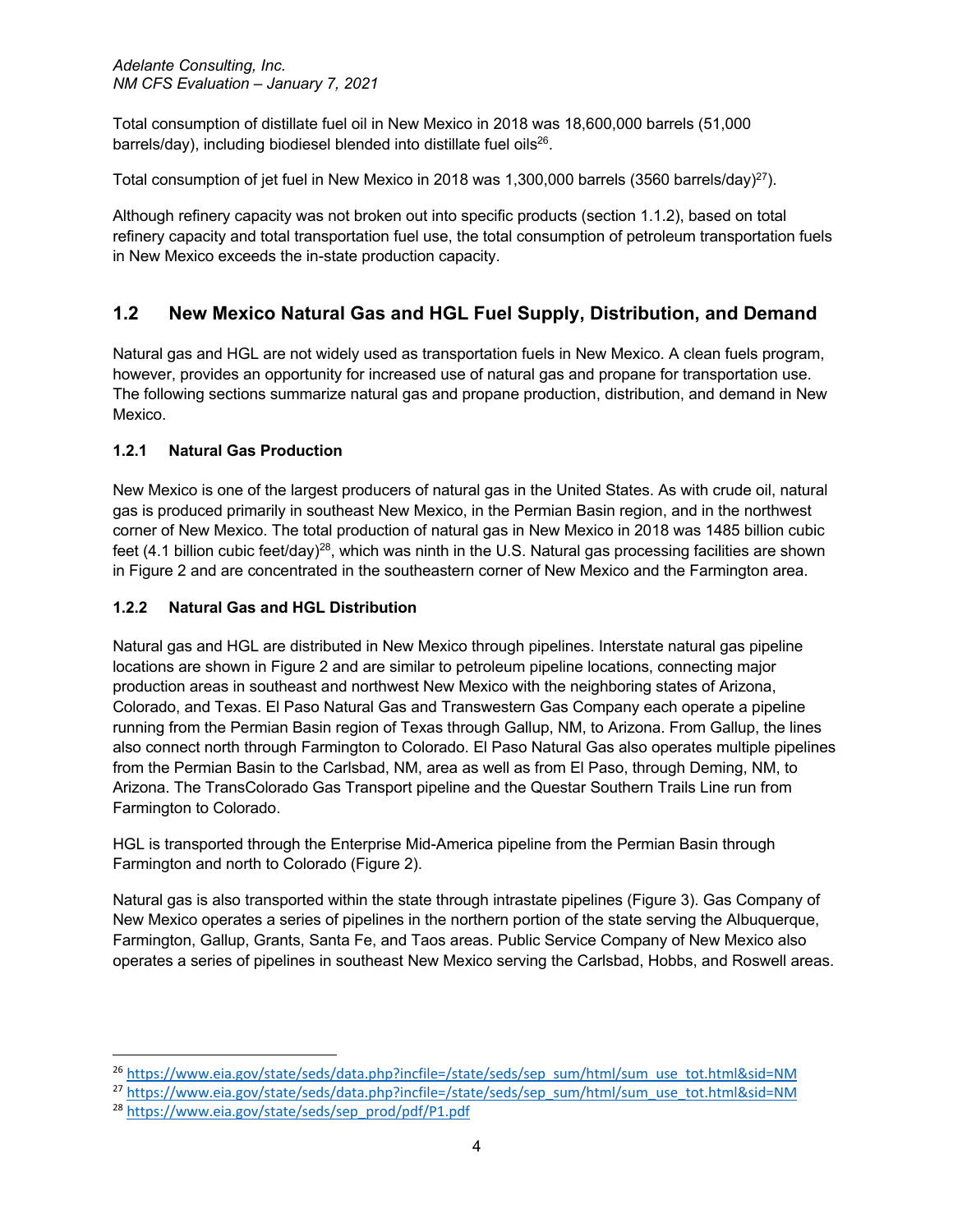Total consumption of distillate fuel oil in New Mexico in 2018 was 18,600,000 barrels (51,000 barrels/day), including biodiesel blended into distillate fuel oils[26].

Total consumption of jet fuel in New Mexico in 2018 was 1,300,000 barrels (3560 barrels/day)[27]).

Although refinery capacity was not broken out into specific products (section 1.1.2), based on total refinery capacity and total transportation fuel use, the total consumption of petroleum transportation fuels in New Mexico exceeds the in-state production capacity.

## 1.2 New Mexico Natural Gas and HGL Fuel Supply, Distribution, and Demand

Natural gas and HGL are not widely used as transportation fuels in New Mexico. A clean fuels program, however, provides an opportunity for increased use of natural gas and propane for transportation use. The following sections summarize natural gas and propane production, distribution, and demand in New Mexico.

### 1.2.1 Natural Gas Production

New Mexico is one of the largest producers of natural gas in the United States. As with crude oil, natural gas is produced primarily in southeast New Mexico, in the Permian Basin region, and in the northwest corner of New Mexico. The total production of natural gas in New Mexico in 2018 was 1485 billion cubic feet (4.1 billion cubic feet/day)[28], which was ninth in the U.S. Natural gas processing facilities are shown in Figure 2 and are concentrated in the southeastern corner of New Mexico and the Farmington area.

### 1.2.2 Natural Gas and HGL Distribution

Natural gas and HGL are distributed in New Mexico through pipelines. Interstate natural gas pipeline locations are shown in Figure 2 and are similar to petroleum pipeline locations, connecting major production areas in southeast and northwest New Mexico with the neighboring states of Arizona, Colorado, and Texas. El Paso Natural Gas and Transwestern Gas Company each operate a pipeline running from the Permian Basin region of Texas through Gallup, NM, to Arizona. From Gallup, the lines also connect north through Farmington to Colorado. El Paso Natural Gas also operates multiple pipelines from the Permian Basin to the Carlsbad, NM, area as well as from El Paso, through Deming, NM, to Arizona. The TransColorado Gas Transport pipeline and the Questar Southern Trails Line run from Farmington to Colorado.

HGL is transported through the Enterprise Mid-America pipeline from the Permian Basin through Farmington and north to Colorado (Figure 2).

Natural gas is also transported within the state through intrastate pipelines (Figure 3). Gas Company of New Mexico operates a series of pipelines in the northern portion of the state serving the Albuquerque, Farmington, Gallup, Grants, Santa Fe, and Taos areas. Public Service Company of New Mexico also operates a series of pipelines in southeast New Mexico serving the Carlsbad, Hobbs, and Roswell areas.

---

[26] https://www.eia.gov/state/seds/data.php?incfile=/state/seds/sep_sum/html/sum_use_tot.html&sid=NM

[27] https://www.eia.gov/state/seds/data.php?incfile=/state/seds/sep_sum/html/sum_use_tot.html&sid=NM

[28] https://www.eia.gov/state/seds/sep_prod/pdf/P1.pdf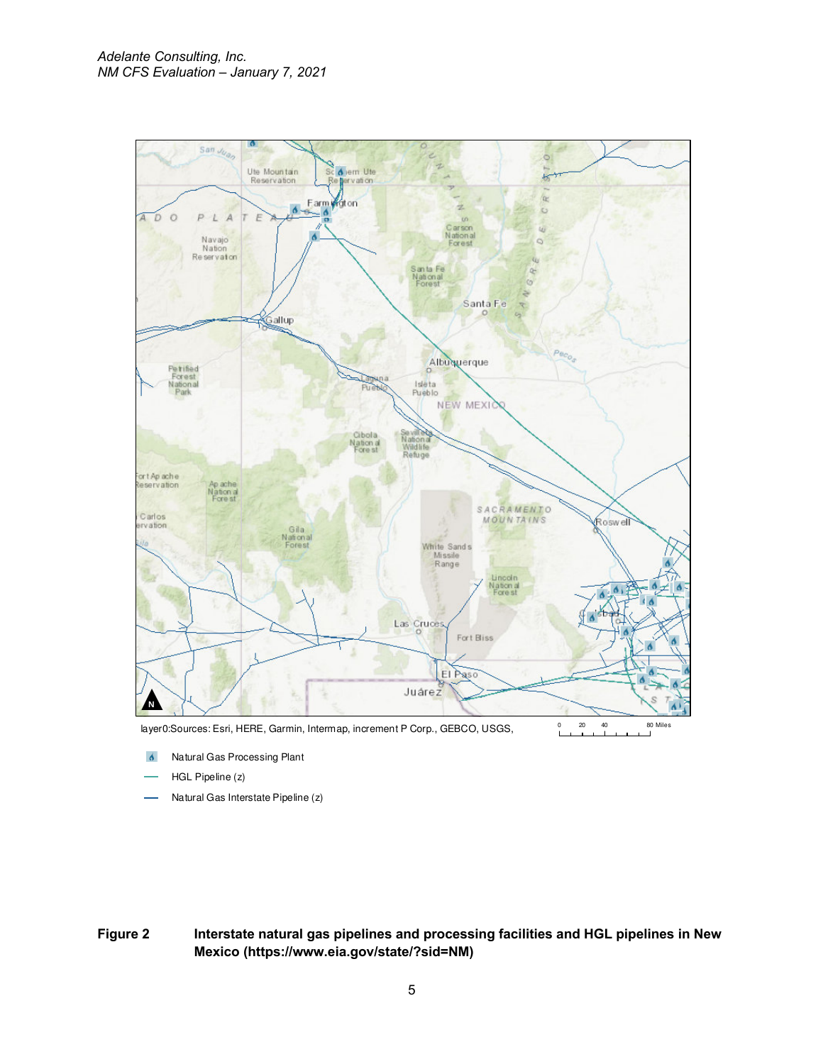layer0:Sources: Esri, HERE, Garmin, Intermap, increment P Corp., GEBCO, USGS,

Natural Gas Processing Plant

HGL Pipeline (z)

Natural Gas Interstate Pipeline (z)

**Figure 2** **Interstate natural gas pipelines and processing facilities and HGL pipelines in New Mexico (https://www.eia.gov/state/?sid=NM)**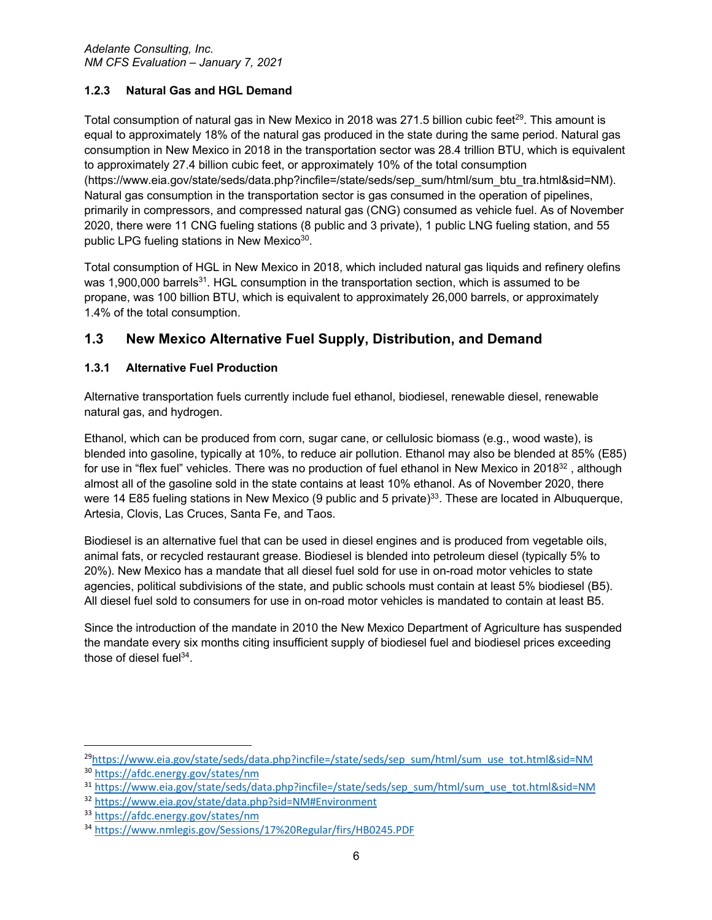### 1.2.3 Natural Gas and HGL Demand

Total consumption of natural gas in New Mexico in 2018 was 271.5 billion cubic feet[29]. This amount is equal to approximately 18% of the natural gas produced in the state during the same period. Natural gas consumption in New Mexico in 2018 in the transportation sector was 28.4 trillion BTU, which is equivalent to approximately 27.4 billion cubic feet, or approximately 10% of the total consumption (https://www.eia.gov/state/seds/data.php?incfile=/state/seds/sep_sum/html/sum_btu_tra.html&sid=NM). Natural gas consumption in the transportation sector is gas consumed in the operation of pipelines, primarily in compressors, and compressed natural gas (CNG) consumed as vehicle fuel. As of November 2020, there were 11 CNG fueling stations (8 public and 3 private), 1 public LNG fueling station, and 55 public LPG fueling stations in New Mexico[30].

Total consumption of HGL in New Mexico in 2018, which included natural gas liquids and refinery olefins was 1,900,000 barrels[31]. HGL consumption in the transportation section, which is assumed to be propane, was 100 billion BTU, which is equivalent to approximately 26,000 barrels, or approximately 1.4% of the total consumption.

## 1.3 New Mexico Alternative Fuel Supply, Distribution, and Demand

### 1.3.1 Alternative Fuel Production

Alternative transportation fuels currently include fuel ethanol, biodiesel, renewable diesel, renewable natural gas, and hydrogen.

Ethanol, which can be produced from corn, sugar cane, or cellulosic biomass (e.g., wood waste), is blended into gasoline, typically at 10%, to reduce air pollution. Ethanol may also be blended at 85% (E85) for use in "flex fuel" vehicles. There was no production of fuel ethanol in New Mexico in 2018[32] , although almost all of the gasoline sold in the state contains at least 10% ethanol. As of November 2020, there were 14 E85 fueling stations in New Mexico (9 public and 5 private)[33]. These are located in Albuquerque, Artesia, Clovis, Las Cruces, Santa Fe, and Taos.

Biodiesel is an alternative fuel that can be used in diesel engines and is produced from vegetable oils, animal fats, or recycled restaurant grease. Biodiesel is blended into petroleum diesel (typically 5% to 20%). New Mexico has a mandate that all diesel fuel sold for use in on-road motor vehicles to state agencies, political subdivisions of the state, and public schools must contain at least 5% biodiesel (B5). All diesel fuel sold to consumers for use in on-road motor vehicles is mandated to contain at least B5.

Since the introduction of the mandate in 2010 the New Mexico Department of Agriculture has suspended the mandate every six months citing insufficient supply of biodiesel fuel and biodiesel prices exceeding those of diesel fuel[34].

---

[29] https://www.eia.gov/state/seds/data.php?incfile=/state/seds/sep_sum/html/sum_use_tot.html&sid=NM
[30] https://afdc.energy.gov/states/nm
[31] https://www.eia.gov/state/seds/data.php?incfile=/state/seds/sep_sum/html/sum_use_tot.html&sid=NM
[32] https://www.eia.gov/state/data.php?sid=NM#Environment
[33] https://afdc.energy.gov/states/nm
[34] https://www.nmlegis.gov/Sessions/17%20Regular/firs/HB0245.PDF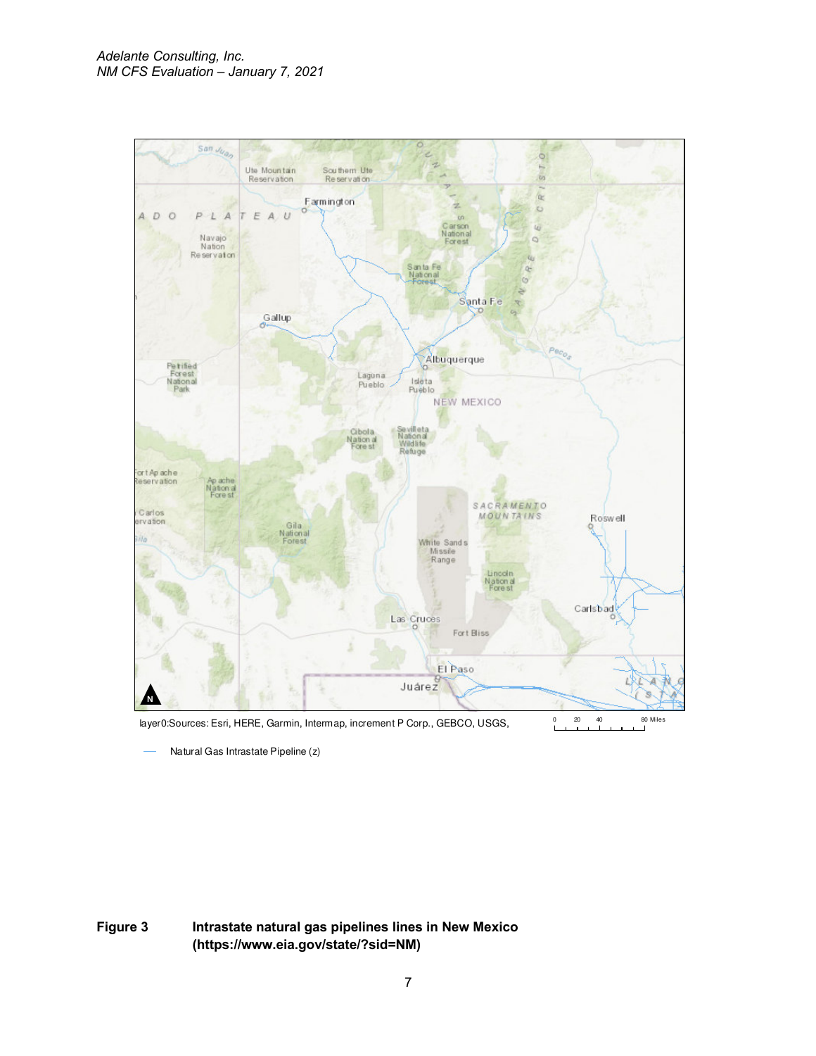layer0:Sources: Esri, HERE, Garmin, Intermap, increment P Corp., GEBCO, USGS,

Natural Gas Intrastate Pipeline (z)

**Figure 3** **Intrastate natural gas pipelines lines in New Mexico (https://www.eia.gov/state/?sid=NM)**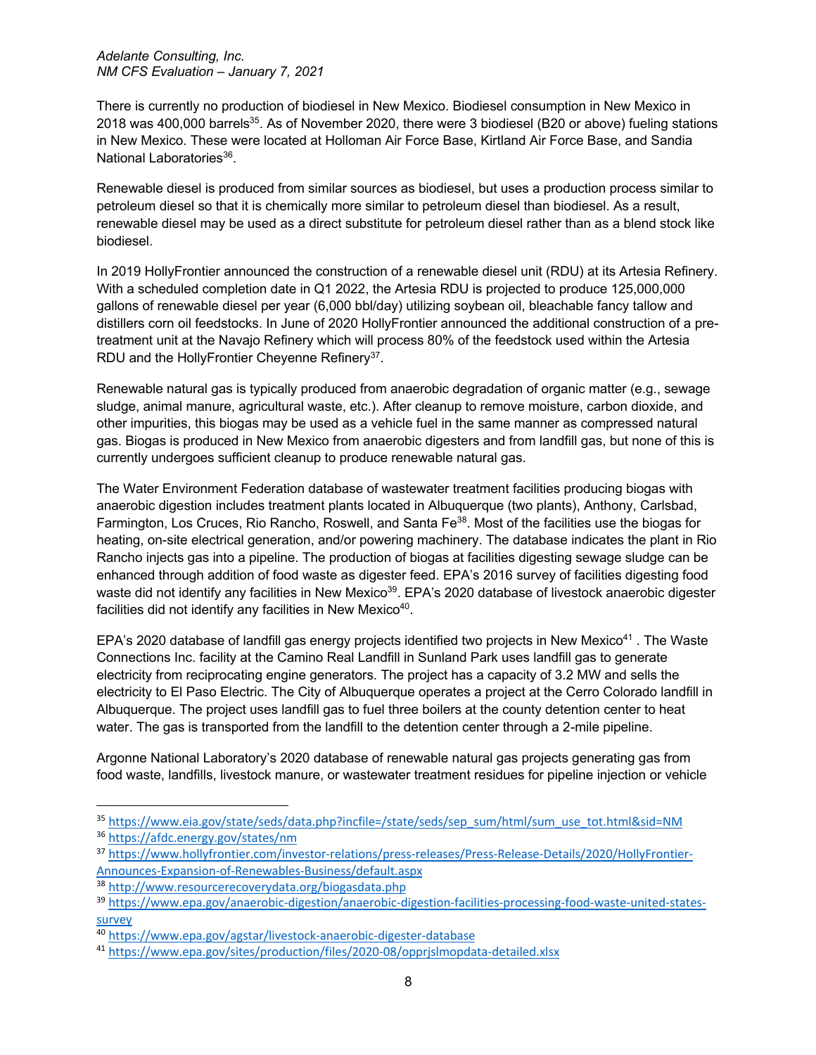There is currently no production of biodiesel in New Mexico. Biodiesel consumption in New Mexico in 2018 was 400,000 barrels[35]. As of November 2020, there were 3 biodiesel (B20 or above) fueling stations in New Mexico. These were located at Holloman Air Force Base, Kirtland Air Force Base, and Sandia National Laboratories[36].

Renewable diesel is produced from similar sources as biodiesel, but uses a production process similar to petroleum diesel so that it is chemically more similar to petroleum diesel than biodiesel. As a result, renewable diesel may be used as a direct substitute for petroleum diesel rather than as a blend stock like biodiesel.

In 2019 HollyFrontier announced the construction of a renewable diesel unit (RDU) at its Artesia Refinery. With a scheduled completion date in Q1 2022, the Artesia RDU is projected to produce 125,000,000 gallons of renewable diesel per year (6,000 bbl/day) utilizing soybean oil, bleachable fancy tallow and distillers corn oil feedstocks. In June of 2020 HollyFrontier announced the additional construction of a pre-treatment unit at the Navajo Refinery which will process 80% of the feedstock used within the Artesia RDU and the HollyFrontier Cheyenne Refinery[37].

Renewable natural gas is typically produced from anaerobic degradation of organic matter (e.g., sewage sludge, animal manure, agricultural waste, etc.). After cleanup to remove moisture, carbon dioxide, and other impurities, this biogas may be used as a vehicle fuel in the same manner as compressed natural gas. Biogas is produced in New Mexico from anaerobic digesters and from landfill gas, but none of this is currently undergoes sufficient cleanup to produce renewable natural gas.

The Water Environment Federation database of wastewater treatment facilities producing biogas with anaerobic digestion includes treatment plants located in Albuquerque (two plants), Anthony, Carlsbad, Farmington, Los Cruces, Rio Rancho, Roswell, and Santa Fe[38]. Most of the facilities use the biogas for heating, on-site electrical generation, and/or powering machinery. The database indicates the plant in Rio Rancho injects gas into a pipeline. The production of biogas at facilities digesting sewage sludge can be enhanced through addition of food waste as digester feed. EPA's 2016 survey of facilities digesting food waste did not identify any facilities in New Mexico[39]. EPA's 2020 database of livestock anaerobic digester facilities did not identify any facilities in New Mexico[40].

EPA's 2020 database of landfill gas energy projects identified two projects in New Mexico[41] . The Waste Connections Inc. facility at the Camino Real Landfill in Sunland Park uses landfill gas to generate electricity from reciprocating engine generators. The project has a capacity of 3.2 MW and sells the electricity to El Paso Electric. The City of Albuquerque operates a project at the Cerro Colorado landfill in Albuquerque. The project uses landfill gas to fuel three boilers at the county detention center to heat water. The gas is transported from the landfill to the detention center through a 2-mile pipeline.

Argonne National Laboratory's 2020 database of renewable natural gas projects generating gas from food waste, landfills, livestock manure, or wastewater treatment residues for pipeline injection or vehicle

---

[35] https://www.eia.gov/state/seds/data.php?incfile=/state/seds/sep_sum/html/sum_use_tot.html&sid=NM

[36] https://afdc.energy.gov/states/nm

[37] https://www.hollyfrontier.com/investor-relations/press-releases/Press-Release-Details/2020/HollyFrontier-Announces-Expansion-of-Renewables-Business/default.aspx

[38] http://www.resourcerecoverydata.org/biogasdata.php

[39] https://www.epa.gov/anaerobic-digestion/anaerobic-digestion-facilities-processing-food-waste-united-states-survey

[40] https://www.epa.gov/agstar/livestock-anaerobic-digester-database

[41] https://www.epa.gov/sites/production/files/2020-08/opprjslmopdata-detailed.xlsx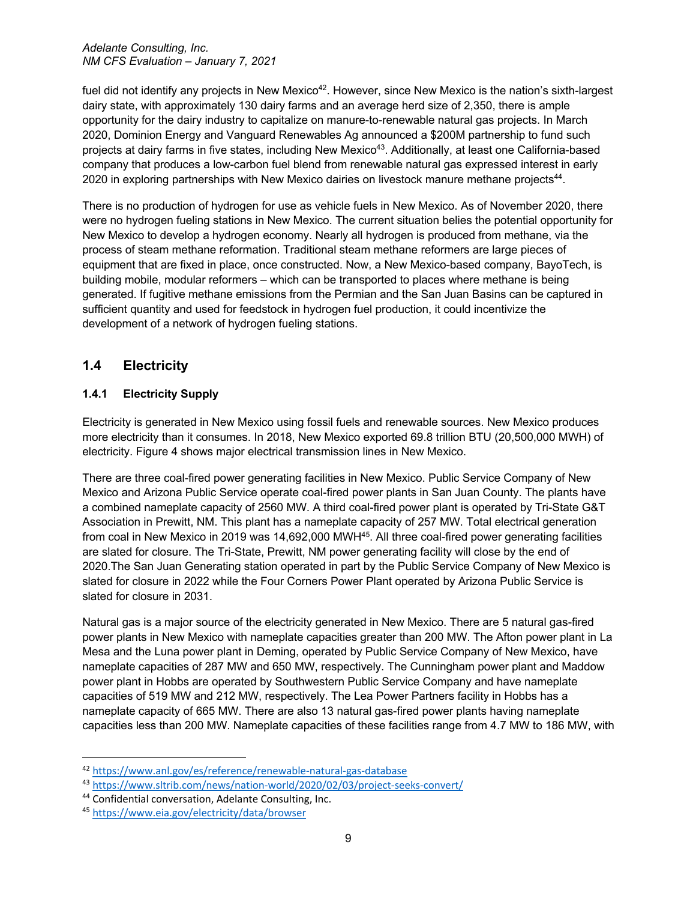fuel did not identify any projects in New Mexico[42]. However, since New Mexico is the nation's sixth-largest dairy state, with approximately 130 dairy farms and an average herd size of 2,350, there is ample opportunity for the dairy industry to capitalize on manure-to-renewable natural gas projects. In March 2020, Dominion Energy and Vanguard Renewables Ag announced a $200M partnership to fund such projects at dairy farms in five states, including New Mexico[43]. Additionally, at least one California-based company that produces a low-carbon fuel blend from renewable natural gas expressed interest in early 2020 in exploring partnerships with New Mexico dairies on livestock manure methane projects[44].

There is no production of hydrogen for use as vehicle fuels in New Mexico. As of November 2020, there were no hydrogen fueling stations in New Mexico. The current situation belies the potential opportunity for New Mexico to develop a hydrogen economy. Nearly all hydrogen is produced from methane, via the process of steam methane reformation. Traditional steam methane reformers are large pieces of equipment that are fixed in place, once constructed. Now, a New Mexico-based company, BayoTech, is building mobile, modular reformers – which can be transported to places where methane is being generated. If fugitive methane emissions from the Permian and the San Juan Basins can be captured in sufficient quantity and used for feedstock in hydrogen fuel production, it could incentivize the development of a network of hydrogen fueling stations.

## 1.4 Electricity

### 1.4.1 Electricity Supply

Electricity is generated in New Mexico using fossil fuels and renewable sources. New Mexico produces more electricity than it consumes. In 2018, New Mexico exported 69.8 trillion BTU (20,500,000 MWH) of electricity. Figure 4 shows major electrical transmission lines in New Mexico.

There are three coal-fired power generating facilities in New Mexico. Public Service Company of New Mexico and Arizona Public Service operate coal-fired power plants in San Juan County. The plants have a combined nameplate capacity of 2560 MW. A third coal-fired power plant is operated by Tri-State G&T Association in Prewitt, NM. This plant has a nameplate capacity of 257 MW. Total electrical generation from coal in New Mexico in 2019 was 14,692,000 MWH[45]. All three coal-fired power generating facilities are slated for closure. The Tri-State, Prewitt, NM power generating facility will close by the end of 2020.The San Juan Generating station operated in part by the Public Service Company of New Mexico is slated for closure in 2022 while the Four Corners Power Plant operated by Arizona Public Service is slated for closure in 2031.

Natural gas is a major source of the electricity generated in New Mexico. There are 5 natural gas-fired power plants in New Mexico with nameplate capacities greater than 200 MW. The Afton power plant in La Mesa and the Luna power plant in Deming, operated by Public Service Company of New Mexico, have nameplate capacities of 287 MW and 650 MW, respectively. The Cunningham power plant and Maddow power plant in Hobbs are operated by Southwestern Public Service Company and have nameplate capacities of 519 MW and 212 MW, respectively. The Lea Power Partners facility in Hobbs has a nameplate capacity of 665 MW. There are also 13 natural gas-fired power plants having nameplate capacities less than 200 MW. Nameplate capacities of these facilities range from 4.7 MW to 186 MW, with

---

[42] https://www.anl.gov/es/reference/renewable-natural-gas-database

[43] https://www.sltrib.com/news/nation-world/2020/02/03/project-seeks-convert/

[44] Confidential conversation, Adelante Consulting, Inc.

[45] https://www.eia.gov/electricity/data/browser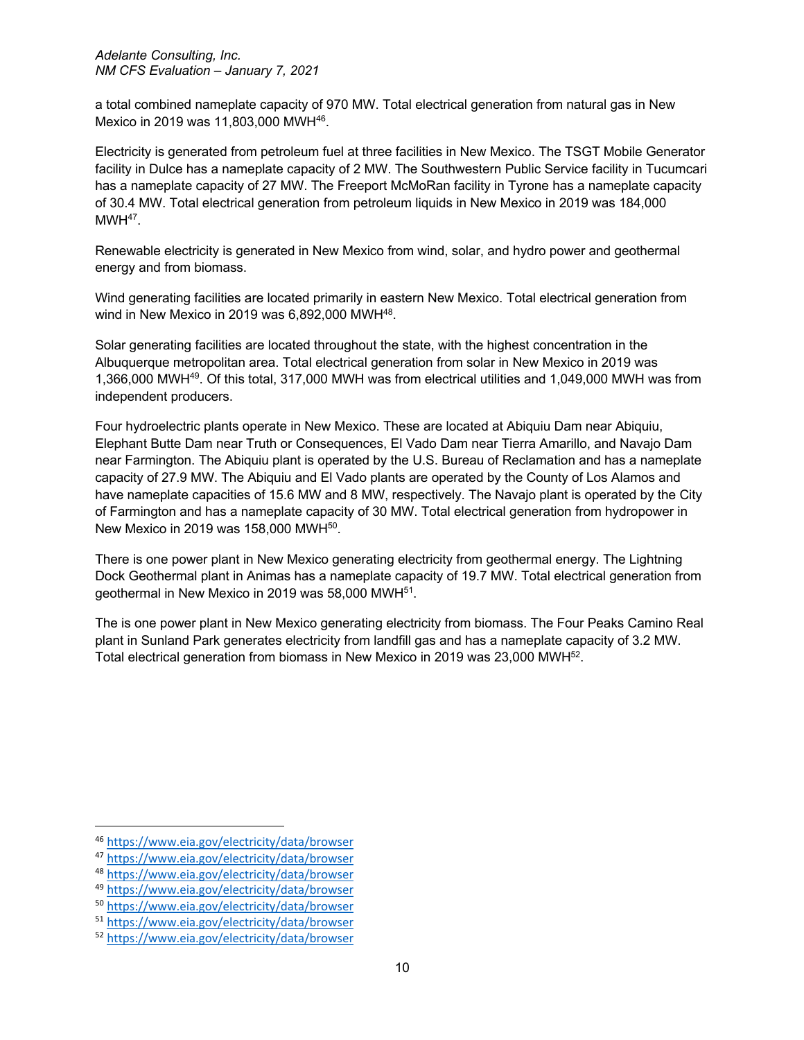a total combined nameplate capacity of 970 MW. Total electrical generation from natural gas in New Mexico in 2019 was 11,803,000 MWH[46].

Electricity is generated from petroleum fuel at three facilities in New Mexico. The TSGT Mobile Generator facility in Dulce has a nameplate capacity of 2 MW. The Southwestern Public Service facility in Tucumcari has a nameplate capacity of 27 MW. The Freeport McMoRan facility in Tyrone has a nameplate capacity of 30.4 MW. Total electrical generation from petroleum liquids in New Mexico in 2019 was 184,000 MWH[47].

Renewable electricity is generated in New Mexico from wind, solar, and hydro power and geothermal energy and from biomass.

Wind generating facilities are located primarily in eastern New Mexico. Total electrical generation from wind in New Mexico in 2019 was 6,892,000 MWH[48].

Solar generating facilities are located throughout the state, with the highest concentration in the Albuquerque metropolitan area. Total electrical generation from solar in New Mexico in 2019 was 1,366,000 MWH[49]. Of this total, 317,000 MWH was from electrical utilities and 1,049,000 MWH was from independent producers.

Four hydroelectric plants operate in New Mexico. These are located at Abiquiu Dam near Abiquiu, Elephant Butte Dam near Truth or Consequences, El Vado Dam near Tierra Amarillo, and Navajo Dam near Farmington. The Abiquiu plant is operated by the U.S. Bureau of Reclamation and has a nameplate capacity of 27.9 MW. The Abiquiu and El Vado plants are operated by the County of Los Alamos and have nameplate capacities of 15.6 MW and 8 MW, respectively. The Navajo plant is operated by the City of Farmington and has a nameplate capacity of 30 MW. Total electrical generation from hydropower in New Mexico in 2019 was 158,000 MWH[50].

There is one power plant in New Mexico generating electricity from geothermal energy. The Lightning Dock Geothermal plant in Animas has a nameplate capacity of 19.7 MW. Total electrical generation from geothermal in New Mexico in 2019 was 58,000 MWH[51].

The is one power plant in New Mexico generating electricity from biomass. The Four Peaks Camino Real plant in Sunland Park generates electricity from landfill gas and has a nameplate capacity of 3.2 MW. Total electrical generation from biomass in New Mexico in 2019 was 23,000 MWH[52].

---

[46] https://www.eia.gov/electricity/data/browser
[47] https://www.eia.gov/electricity/data/browser
[48] https://www.eia.gov/electricity/data/browser
[49] https://www.eia.gov/electricity/data/browser
[50] https://www.eia.gov/electricity/data/browser
[51] https://www.eia.gov/electricity/data/browser
[52] https://www.eia.gov/electricity/data/browser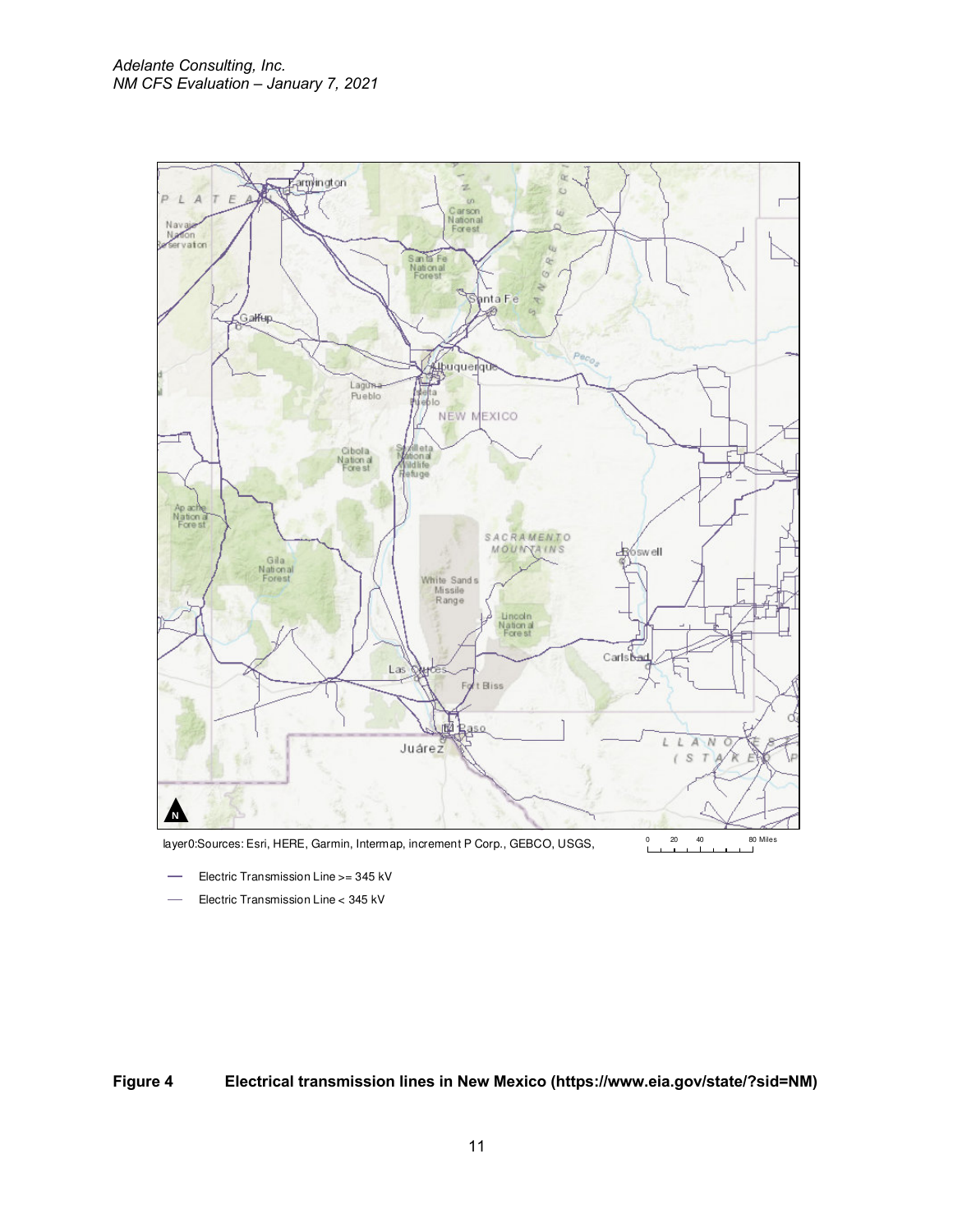layer0:Sources: Esri, HERE, Garmin, Intermap, increment P Corp., GEBCO, USGS,

— Electric Transmission Line >= 345 kV

— Electric Transmission Line < 345 kV

**Figure 4 Electrical transmission lines in New Mexico (https://www.eia.gov/state/?sid=NM)**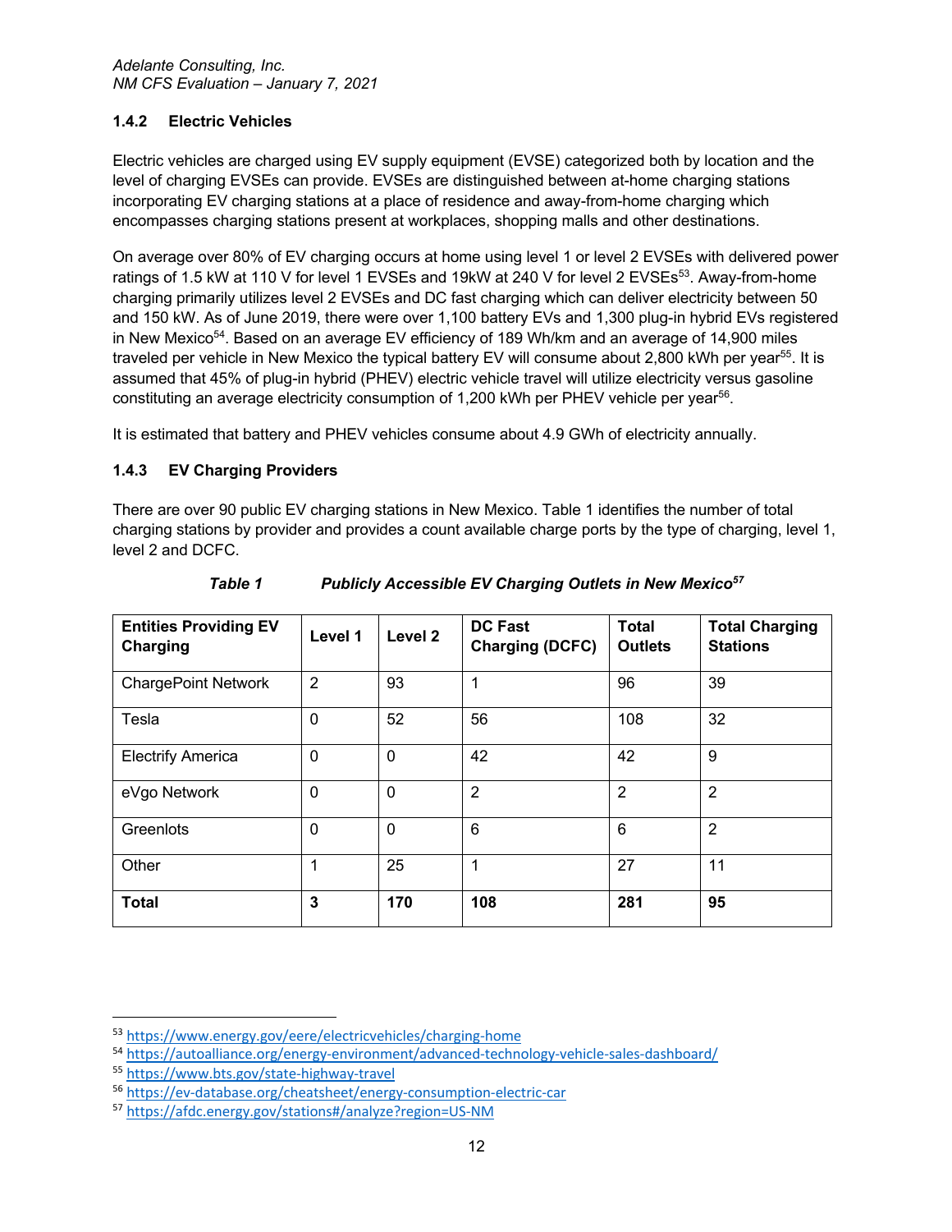### 1.4.2 Electric Vehicles

Electric vehicles are charged using EV supply equipment (EVSE) categorized both by location and the level of charging EVSEs can provide. EVSEs are distinguished between at-home charging stations incorporating EV charging stations at a place of residence and away-from-home charging which encompasses charging stations present at workplaces, shopping malls and other destinations.

On average over 80% of EV charging occurs at home using level 1 or level 2 EVSEs with delivered power ratings of 1.5 kW at 110 V for level 1 EVSEs and 19kW at 240 V for level 2 EVSEs[53]. Away-from-home charging primarily utilizes level 2 EVSEs and DC fast charging which can deliver electricity between 50 and 150 kW. As of June 2019, there were over 1,100 battery EVs and 1,300 plug-in hybrid EVs registered in New Mexico[54]. Based on an average EV efficiency of 189 Wh/km and an average of 14,900 miles traveled per vehicle in New Mexico the typical battery EV will consume about 2,800 kWh per year[55]. It is assumed that 45% of plug-in hybrid (PHEV) electric vehicle travel will utilize electricity versus gasoline constituting an average electricity consumption of 1,200 kWh per PHEV vehicle per year[56].

It is estimated that battery and PHEV vehicles consume about 4.9 GWh of electricity annually.

### 1.4.3 EV Charging Providers

There are over 90 public EV charging stations in New Mexico. Table 1 identifies the number of total charging stations by provider and provides a count available charge ports by the type of charging, level 1, level 2 and DCFC.

***Table 1 Publicly Accessible EV Charging Outlets in New Mexico[57]***

| Entities Providing EV Charging | Level 1 | Level 2 | DC Fast Charging (DCFC) | Total Outlets | Total Charging Stations |
|---|---|---|---|---|---|
| ChargePoint Network | 2 | 93 | 1 | 96 | 39 |
| Tesla | 0 | 52 | 56 | 108 | 32 |
| Electrify America | 0 | 0 | 42 | 42 | 9 |
| eVgo Network | 0 | 0 | 2 | 2 | 2 |
| Greenlots | 0 | 0 | 6 | 6 | 2 |
| Other | 1 | 25 | 1 | 27 | 11 |
| **Total** | **3** | **170** | **108** | **281** | **95** |

---

[53] https://www.energy.gov/eere/electricvehicles/charging-home
[54] https://autoalliance.org/energy-environment/advanced-technology-vehicle-sales-dashboard/
[55] https://www.bts.gov/state-highway-travel
[56] https://ev-database.org/cheatsheet/energy-consumption-electric-car
[57] https://afdc.energy.gov/stations#/analyze?region=US-NM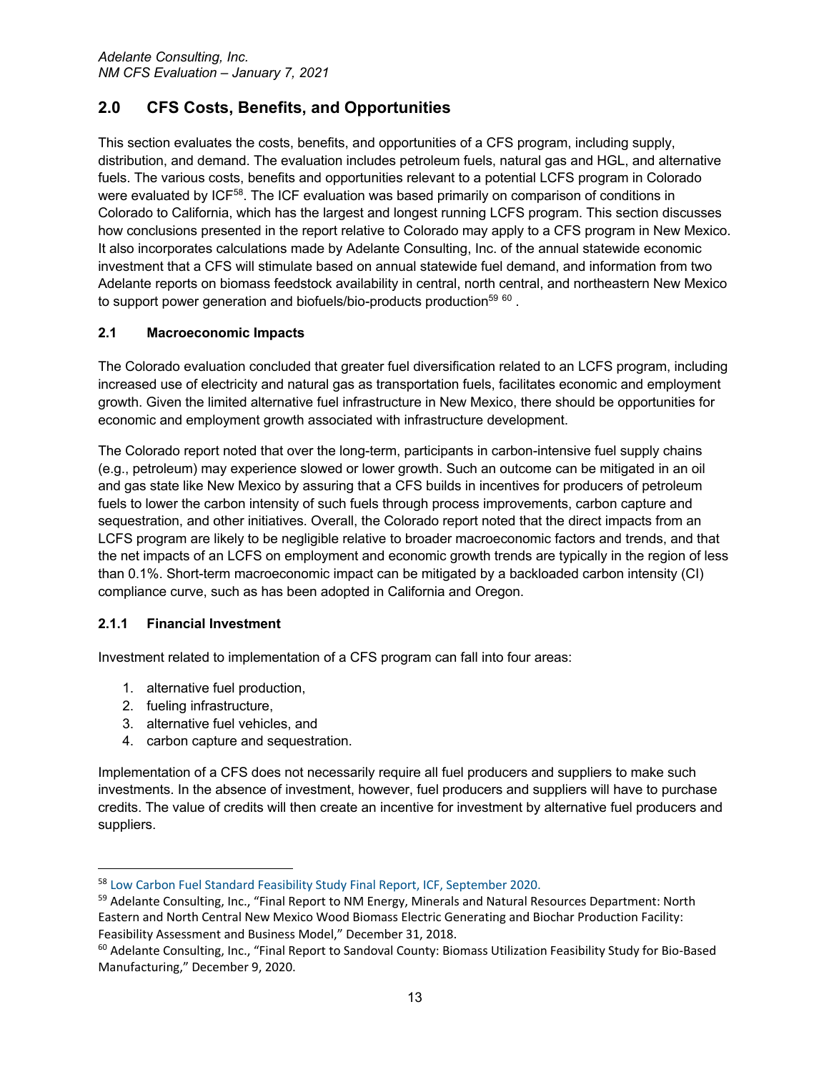## 2.0 CFS Costs, Benefits, and Opportunities

This section evaluates the costs, benefits, and opportunities of a CFS program, including supply, distribution, and demand. The evaluation includes petroleum fuels, natural gas and HGL, and alternative fuels. The various costs, benefits and opportunities relevant to a potential LCFS program in Colorado were evaluated by ICF[58]. The ICF evaluation was based primarily on comparison of conditions in Colorado to California, which has the largest and longest running LCFS program. This section discusses how conclusions presented in the report relative to Colorado may apply to a CFS program in New Mexico. It also incorporates calculations made by Adelante Consulting, Inc. of the annual statewide economic investment that a CFS will stimulate based on annual statewide fuel demand, and information from two Adelante reports on biomass feedstock availability in central, north central, and northeastern New Mexico to support power generation and biofuels/bio-products production[59] [60] .

### 2.1 Macroeconomic Impacts

The Colorado evaluation concluded that greater fuel diversification related to an LCFS program, including increased use of electricity and natural gas as transportation fuels, facilitates economic and employment growth. Given the limited alternative fuel infrastructure in New Mexico, there should be opportunities for economic and employment growth associated with infrastructure development.

The Colorado report noted that over the long-term, participants in carbon-intensive fuel supply chains (e.g., petroleum) may experience slowed or lower growth. Such an outcome can be mitigated in an oil and gas state like New Mexico by assuring that a CFS builds in incentives for producers of petroleum fuels to lower the carbon intensity of such fuels through process improvements, carbon capture and sequestration, and other initiatives. Overall, the Colorado report noted that the direct impacts from an LCFS program are likely to be negligible relative to broader macroeconomic factors and trends, and that the net impacts of an LCFS on employment and economic growth trends are typically in the region of less than 0.1%. Short-term macroeconomic impact can be mitigated by a backloaded carbon intensity (CI) compliance curve, such as has been adopted in California and Oregon.

#### 2.1.1 Financial Investment

Investment related to implementation of a CFS program can fall into four areas:

1. alternative fuel production,
2. fueling infrastructure,
3. alternative fuel vehicles, and
4. carbon capture and sequestration.

Implementation of a CFS does not necessarily require all fuel producers and suppliers to make such investments. In the absence of investment, however, fuel producers and suppliers will have to purchase credits. The value of credits will then create an incentive for investment by alternative fuel producers and suppliers.

---

[58] Low Carbon Fuel Standard Feasibility Study Final Report, ICF, September 2020.

[59] Adelante Consulting, Inc., "Final Report to NM Energy, Minerals and Natural Resources Department: North Eastern and North Central New Mexico Wood Biomass Electric Generating and Biochar Production Facility: Feasibility Assessment and Business Model," December 31, 2018.

[60] Adelante Consulting, Inc., "Final Report to Sandoval County: Biomass Utilization Feasibility Study for Bio-Based Manufacturing," December 9, 2020.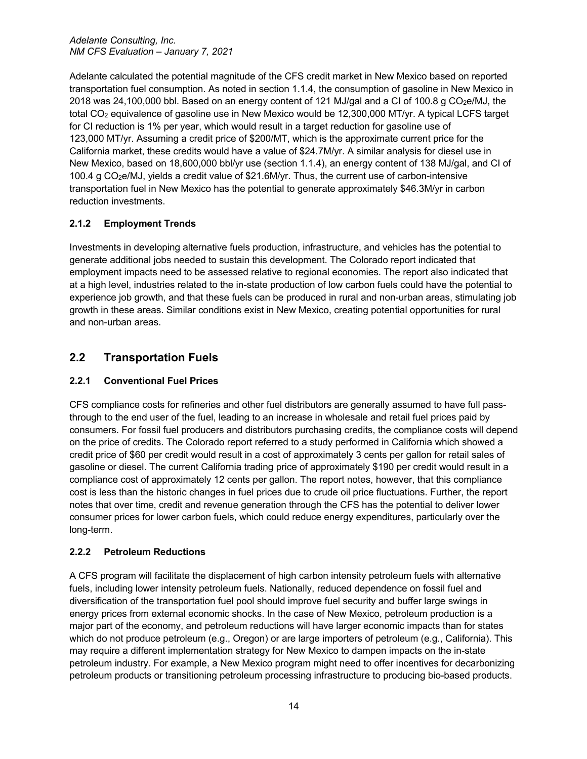Adelante calculated the potential magnitude of the CFS credit market in New Mexico based on reported transportation fuel consumption. As noted in section 1.1.4, the consumption of gasoline in New Mexico in 2018 was 24,100,000 bbl. Based on an energy content of 121 MJ/gal and a CI of 100.8 g $CO_2e$/MJ, the total $CO_2$ equivalence of gasoline use in New Mexico would be 12,300,000 MT/yr. A typical LCFS target for CI reduction is 1% per year, which would result in a target reduction for gasoline use of 123,000 MT/yr. Assuming a credit price of $200/MT, which is the approximate current price for the California market, these credits would have a value of $24.7M/yr. A similar analysis for diesel use in New Mexico, based on 18,600,000 bbl/yr use (section 1.1.4), an energy content of 138 MJ/gal, and CI of 100.4 g $CO_2e$/MJ, yields a credit value of $21.6M/yr. Thus, the current use of carbon-intensive transportation fuel in New Mexico has the potential to generate approximately $46.3M/yr in carbon reduction investments.

### 2.1.2 Employment Trends

Investments in developing alternative fuels production, infrastructure, and vehicles has the potential to generate additional jobs needed to sustain this development. The Colorado report indicated that employment impacts need to be assessed relative to regional economies. The report also indicated that at a high level, industries related to the in-state production of low carbon fuels could have the potential to experience job growth, and that these fuels can be produced in rural and non-urban areas, stimulating job growth in these areas. Similar conditions exist in New Mexico, creating potential opportunities for rural and non-urban areas.

## 2.2 Transportation Fuels

### 2.2.1 Conventional Fuel Prices

CFS compliance costs for refineries and other fuel distributors are generally assumed to have full pass-through to the end user of the fuel, leading to an increase in wholesale and retail fuel prices paid by consumers. For fossil fuel producers and distributors purchasing credits, the compliance costs will depend on the price of credits. The Colorado report referred to a study performed in California which showed a credit price of $60 per credit would result in a cost of approximately 3 cents per gallon for retail sales of gasoline or diesel. The current California trading price of approximately $190 per credit would result in a compliance cost of approximately 12 cents per gallon. The report notes, however, that this compliance cost is less than the historic changes in fuel prices due to crude oil price fluctuations. Further, the report notes that over time, credit and revenue generation through the CFS has the potential to deliver lower consumer prices for lower carbon fuels, which could reduce energy expenditures, particularly over the long-term.

### 2.2.2 Petroleum Reductions

A CFS program will facilitate the displacement of high carbon intensity petroleum fuels with alternative fuels, including lower intensity petroleum fuels. Nationally, reduced dependence on fossil fuel and diversification of the transportation fuel pool should improve fuel security and buffer large swings in energy prices from external economic shocks. In the case of New Mexico, petroleum production is a major part of the economy, and petroleum reductions will have larger economic impacts than for states which do not produce petroleum (e.g., Oregon) or are large importers of petroleum (e.g., California). This may require a different implementation strategy for New Mexico to dampen impacts on the in-state petroleum industry. For example, a New Mexico program might need to offer incentives for decarbonizing petroleum products or transitioning petroleum processing infrastructure to producing bio-based products.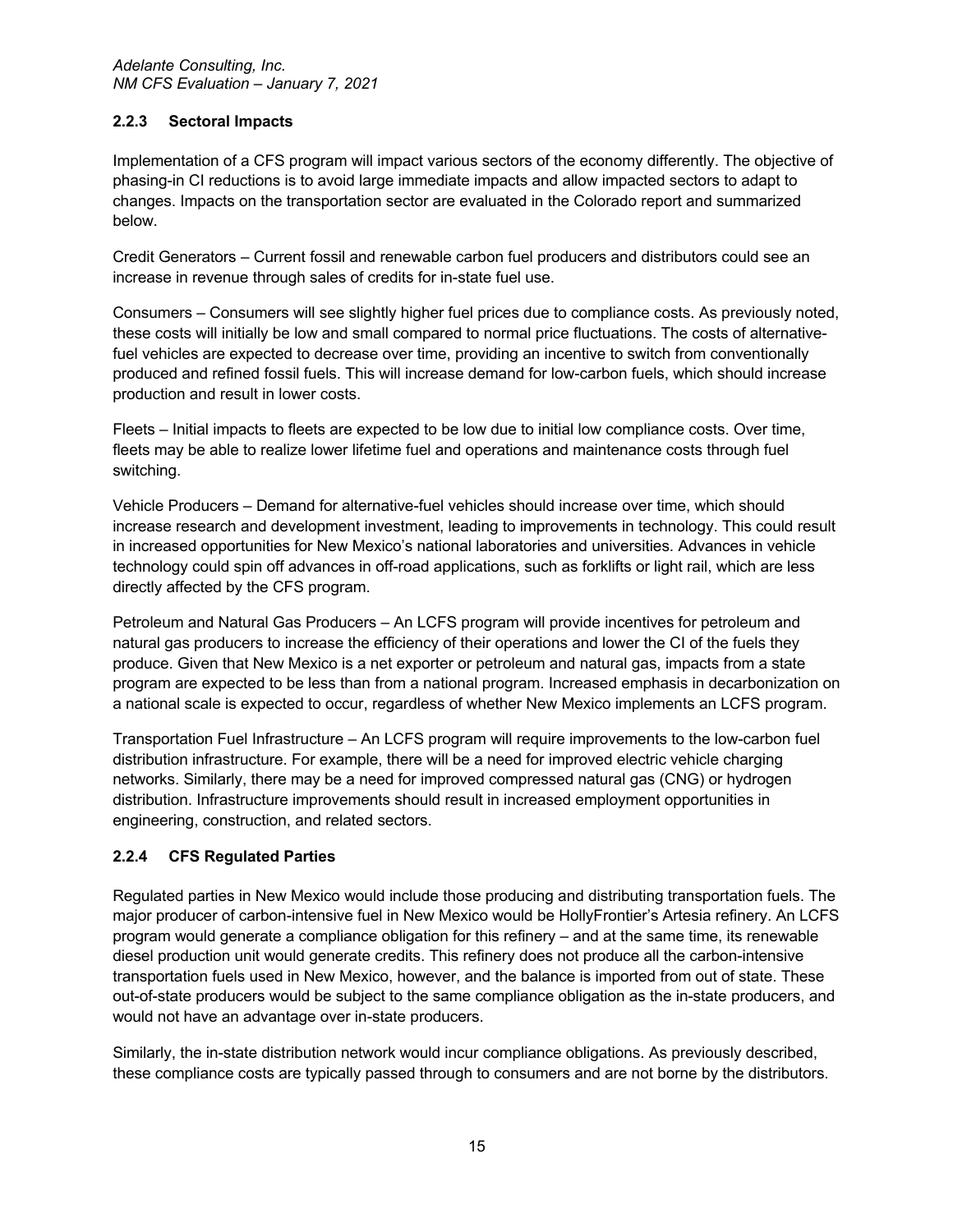### 2.2.3 Sectoral Impacts

Implementation of a CFS program will impact various sectors of the economy differently. The objective of phasing-in CI reductions is to avoid large immediate impacts and allow impacted sectors to adapt to changes. Impacts on the transportation sector are evaluated in the Colorado report and summarized below.

Credit Generators – Current fossil and renewable carbon fuel producers and distributors could see an increase in revenue through sales of credits for in-state fuel use.

Consumers – Consumers will see slightly higher fuel prices due to compliance costs. As previously noted, these costs will initially be low and small compared to normal price fluctuations. The costs of alternative-fuel vehicles are expected to decrease over time, providing an incentive to switch from conventionally produced and refined fossil fuels. This will increase demand for low-carbon fuels, which should increase production and result in lower costs.

Fleets – Initial impacts to fleets are expected to be low due to initial low compliance costs. Over time, fleets may be able to realize lower lifetime fuel and operations and maintenance costs through fuel switching.

Vehicle Producers – Demand for alternative-fuel vehicles should increase over time, which should increase research and development investment, leading to improvements in technology. This could result in increased opportunities for New Mexico's national laboratories and universities. Advances in vehicle technology could spin off advances in off-road applications, such as forklifts or light rail, which are less directly affected by the CFS program.

Petroleum and Natural Gas Producers – An LCFS program will provide incentives for petroleum and natural gas producers to increase the efficiency of their operations and lower the CI of the fuels they produce. Given that New Mexico is a net exporter or petroleum and natural gas, impacts from a state program are expected to be less than from a national program. Increased emphasis in decarbonization on a national scale is expected to occur, regardless of whether New Mexico implements an LCFS program.

Transportation Fuel Infrastructure – An LCFS program will require improvements to the low-carbon fuel distribution infrastructure. For example, there will be a need for improved electric vehicle charging networks. Similarly, there may be a need for improved compressed natural gas (CNG) or hydrogen distribution. Infrastructure improvements should result in increased employment opportunities in engineering, construction, and related sectors.

### 2.2.4 CFS Regulated Parties

Regulated parties in New Mexico would include those producing and distributing transportation fuels. The major producer of carbon-intensive fuel in New Mexico would be HollyFrontier's Artesia refinery. An LCFS program would generate a compliance obligation for this refinery – and at the same time, its renewable diesel production unit would generate credits. This refinery does not produce all the carbon-intensive transportation fuels used in New Mexico, however, and the balance is imported from out of state. These out-of-state producers would be subject to the same compliance obligation as the in-state producers, and would not have an advantage over in-state producers.

Similarly, the in-state distribution network would incur compliance obligations. As previously described, these compliance costs are typically passed through to consumers and are not borne by the distributors.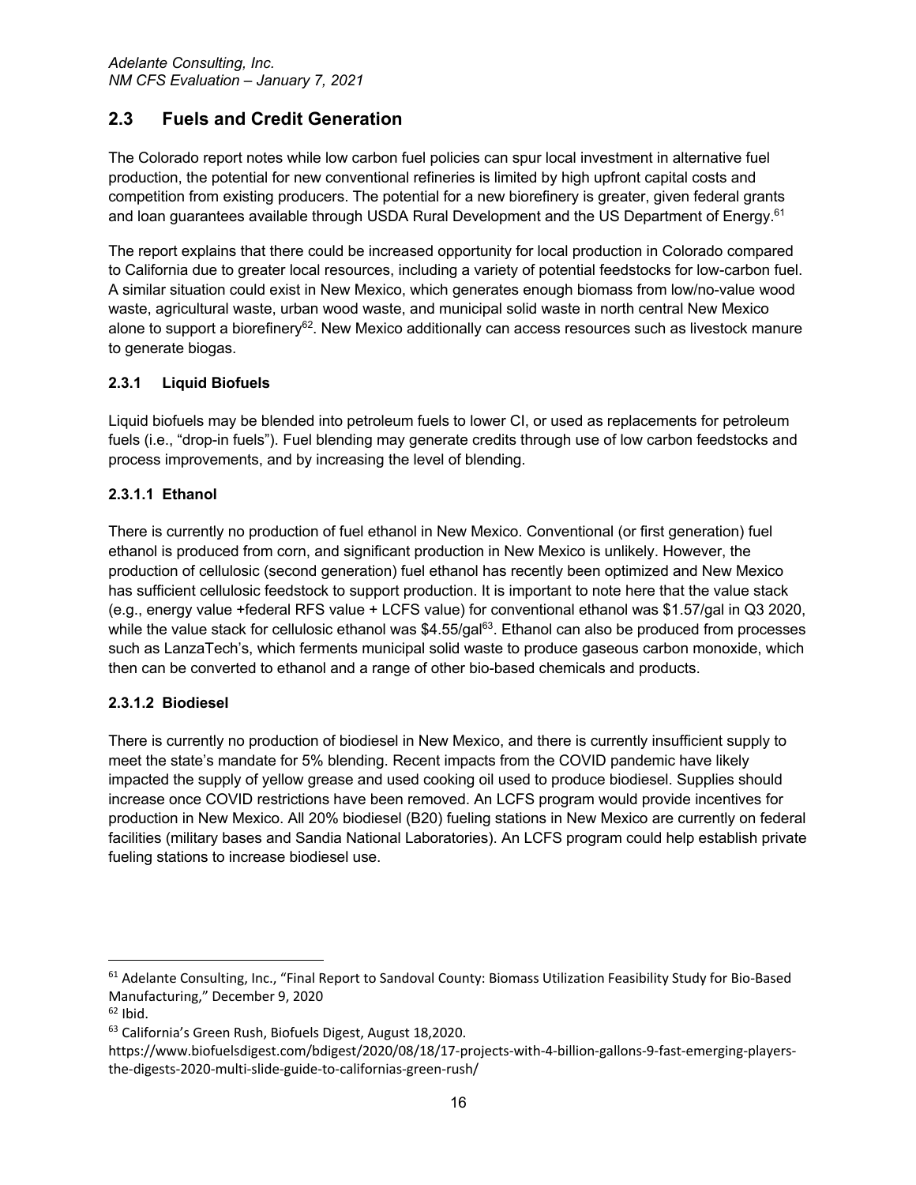## 2.3 Fuels and Credit Generation

The Colorado report notes while low carbon fuel policies can spur local investment in alternative fuel production, the potential for new conventional refineries is limited by high upfront capital costs and competition from existing producers. The potential for a new biorefinery is greater, given federal grants and loan guarantees available through USDA Rural Development and the US Department of Energy.[61]

The report explains that there could be increased opportunity for local production in Colorado compared to California due to greater local resources, including a variety of potential feedstocks for low-carbon fuel. A similar situation could exist in New Mexico, which generates enough biomass from low/no-value wood waste, agricultural waste, urban wood waste, and municipal solid waste in north central New Mexico alone to support a biorefinery[62]. New Mexico additionally can access resources such as livestock manure to generate biogas.

### 2.3.1 Liquid Biofuels

Liquid biofuels may be blended into petroleum fuels to lower CI, or used as replacements for petroleum fuels (i.e., "drop-in fuels"). Fuel blending may generate credits through use of low carbon feedstocks and process improvements, and by increasing the level of blending.

#### 2.3.1.1 Ethanol

There is currently no production of fuel ethanol in New Mexico. Conventional (or first generation) fuel ethanol is produced from corn, and significant production in New Mexico is unlikely. However, the production of cellulosic (second generation) fuel ethanol has recently been optimized and New Mexico has sufficient cellulosic feedstock to support production. It is important to note here that the value stack (e.g., energy value +federal RFS value + LCFS value) for conventional ethanol was $1.57/gal in Q3 2020, while the value stack for cellulosic ethanol was $4.55/gal[63]. Ethanol can also be produced from processes such as LanzaTech's, which ferments municipal solid waste to produce gaseous carbon monoxide, which then can be converted to ethanol and a range of other bio-based chemicals and products.

#### 2.3.1.2 Biodiesel

There is currently no production of biodiesel in New Mexico, and there is currently insufficient supply to meet the state's mandate for 5% blending. Recent impacts from the COVID pandemic have likely impacted the supply of yellow grease and used cooking oil used to produce biodiesel. Supplies should increase once COVID restrictions have been removed. An LCFS program would provide incentives for production in New Mexico. All 20% biodiesel (B20) fueling stations in New Mexico are currently on federal facilities (military bases and Sandia National Laboratories). An LCFS program could help establish private fueling stations to increase biodiesel use.

---

[61] Adelante Consulting, Inc., "Final Report to Sandoval County: Biomass Utilization Feasibility Study for Bio-Based Manufacturing," December 9, 2020

[62] Ibid.

[63] California's Green Rush, Biofuels Digest, August 18,2020. https://www.biofuelsdigest.com/bdigest/2020/08/18/17-projects-with-4-billion-gallons-9-fast-emerging-players-the-digests-2020-multi-slide-guide-to-californias-green-rush/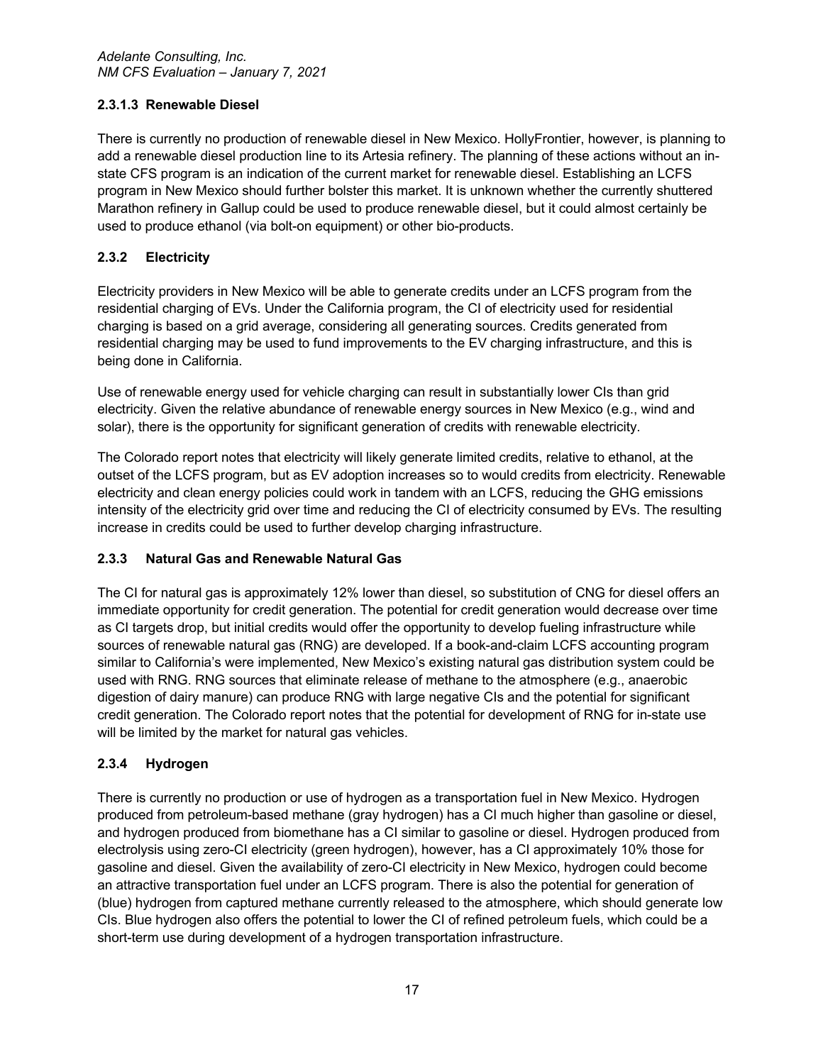#### 2.3.1.3 Renewable Diesel

There is currently no production of renewable diesel in New Mexico. HollyFrontier, however, is planning to add a renewable diesel production line to its Artesia refinery. The planning of these actions without an in-state CFS program is an indication of the current market for renewable diesel. Establishing an LCFS program in New Mexico should further bolster this market. It is unknown whether the currently shuttered Marathon refinery in Gallup could be used to produce renewable diesel, but it could almost certainly be used to produce ethanol (via bolt-on equipment) or other bio-products.

### 2.3.2 Electricity

Electricity providers in New Mexico will be able to generate credits under an LCFS program from the residential charging of EVs. Under the California program, the CI of electricity used for residential charging is based on a grid average, considering all generating sources. Credits generated from residential charging may be used to fund improvements to the EV charging infrastructure, and this is being done in California.

Use of renewable energy used for vehicle charging can result in substantially lower CIs than grid electricity. Given the relative abundance of renewable energy sources in New Mexico (e.g., wind and solar), there is the opportunity for significant generation of credits with renewable electricity.

The Colorado report notes that electricity will likely generate limited credits, relative to ethanol, at the outset of the LCFS program, but as EV adoption increases so to would credits from electricity. Renewable electricity and clean energy policies could work in tandem with an LCFS, reducing the GHG emissions intensity of the electricity grid over time and reducing the CI of electricity consumed by EVs. The resulting increase in credits could be used to further develop charging infrastructure.

### 2.3.3 Natural Gas and Renewable Natural Gas

The CI for natural gas is approximately 12% lower than diesel, so substitution of CNG for diesel offers an immediate opportunity for credit generation. The potential for credit generation would decrease over time as CI targets drop, but initial credits would offer the opportunity to develop fueling infrastructure while sources of renewable natural gas (RNG) are developed. If a book-and-claim LCFS accounting program similar to California's were implemented, New Mexico's existing natural gas distribution system could be used with RNG. RNG sources that eliminate release of methane to the atmosphere (e.g., anaerobic digestion of dairy manure) can produce RNG with large negative CIs and the potential for significant credit generation. The Colorado report notes that the potential for development of RNG for in-state use will be limited by the market for natural gas vehicles.

### 2.3.4 Hydrogen

There is currently no production or use of hydrogen as a transportation fuel in New Mexico. Hydrogen produced from petroleum-based methane (gray hydrogen) has a CI much higher than gasoline or diesel, and hydrogen produced from biomethane has a CI similar to gasoline or diesel. Hydrogen produced from electrolysis using zero-CI electricity (green hydrogen), however, has a CI approximately 10% those for gasoline and diesel. Given the availability of zero-CI electricity in New Mexico, hydrogen could become an attractive transportation fuel under an LCFS program. There is also the potential for generation of (blue) hydrogen from captured methane currently released to the atmosphere, which should generate low CIs. Blue hydrogen also offers the potential to lower the CI of refined petroleum fuels, which could be a short-term use during development of a hydrogen transportation infrastructure.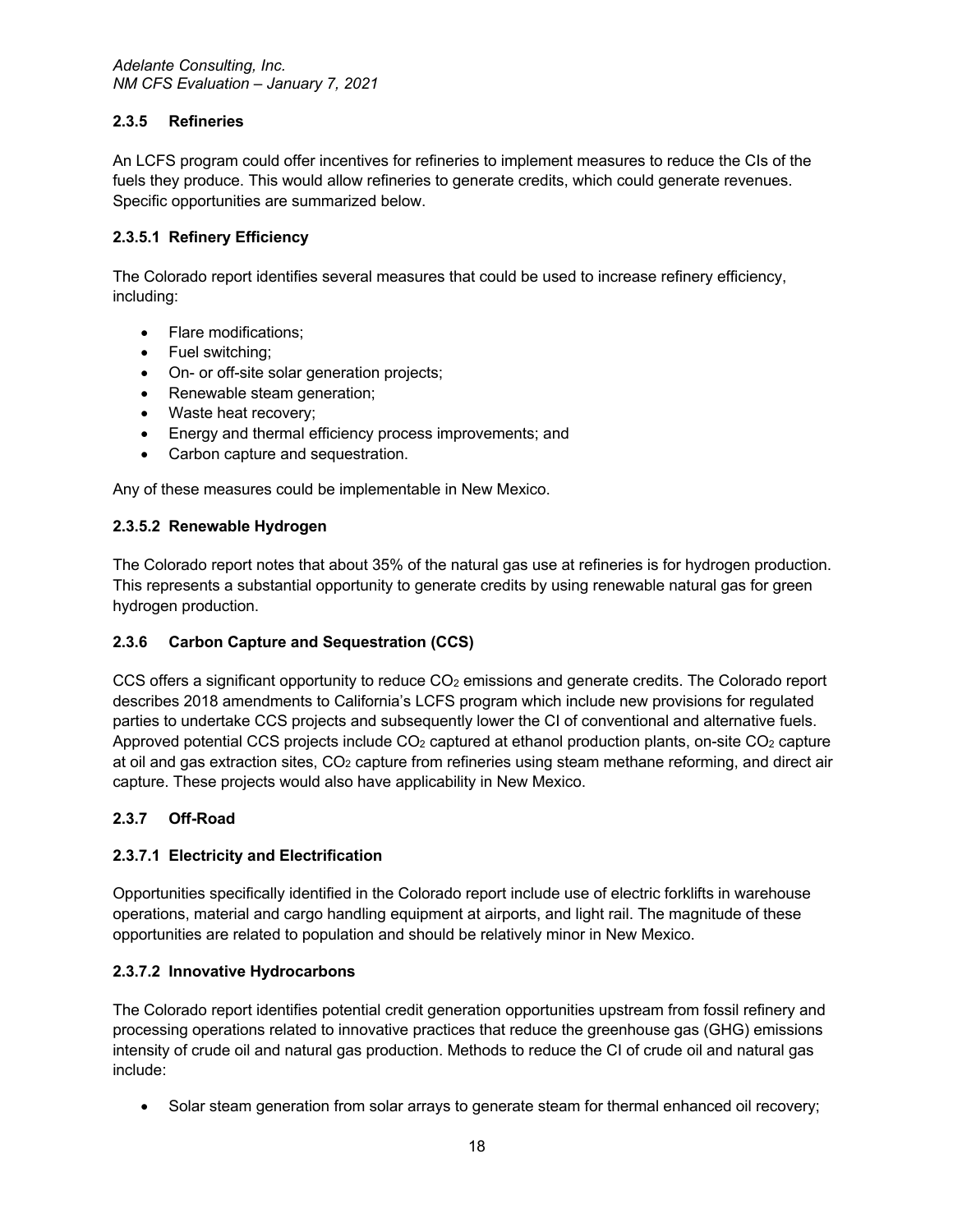### 2.3.5 Refineries

An LCFS program could offer incentives for refineries to implement measures to reduce the CIs of the fuels they produce. This would allow refineries to generate credits, which could generate revenues. Specific opportunities are summarized below.

#### 2.3.5.1 Refinery Efficiency

The Colorado report identifies several measures that could be used to increase refinery efficiency, including:

- Flare modifications;
- Fuel switching;
- On- or off-site solar generation projects;
- Renewable steam generation;
- Waste heat recovery;
- Energy and thermal efficiency process improvements; and
- Carbon capture and sequestration.

Any of these measures could be implementable in New Mexico.

#### 2.3.5.2 Renewable Hydrogen

The Colorado report notes that about 35% of the natural gas use at refineries is for hydrogen production. This represents a substantial opportunity to generate credits by using renewable natural gas for green hydrogen production.

### 2.3.6 Carbon Capture and Sequestration (CCS)

CCS offers a significant opportunity to reduce $CO_2$ emissions and generate credits. The Colorado report describes 2018 amendments to California's LCFS program which include new provisions for regulated parties to undertake CCS projects and subsequently lower the CI of conventional and alternative fuels. Approved potential CCS projects include $CO_2$ captured at ethanol production plants, on-site $CO_2$ capture at oil and gas extraction sites, $CO_2$ capture from refineries using steam methane reforming, and direct air capture. These projects would also have applicability in New Mexico.

### 2.3.7 Off-Road

#### 2.3.7.1 Electricity and Electrification

Opportunities specifically identified in the Colorado report include use of electric forklifts in warehouse operations, material and cargo handling equipment at airports, and light rail. The magnitude of these opportunities are related to population and should be relatively minor in New Mexico.

#### 2.3.7.2 Innovative Hydrocarbons

The Colorado report identifies potential credit generation opportunities upstream from fossil refinery and processing operations related to innovative practices that reduce the greenhouse gas (GHG) emissions intensity of crude oil and natural gas production. Methods to reduce the CI of crude oil and natural gas include:

- Solar steam generation from solar arrays to generate steam for thermal enhanced oil recovery;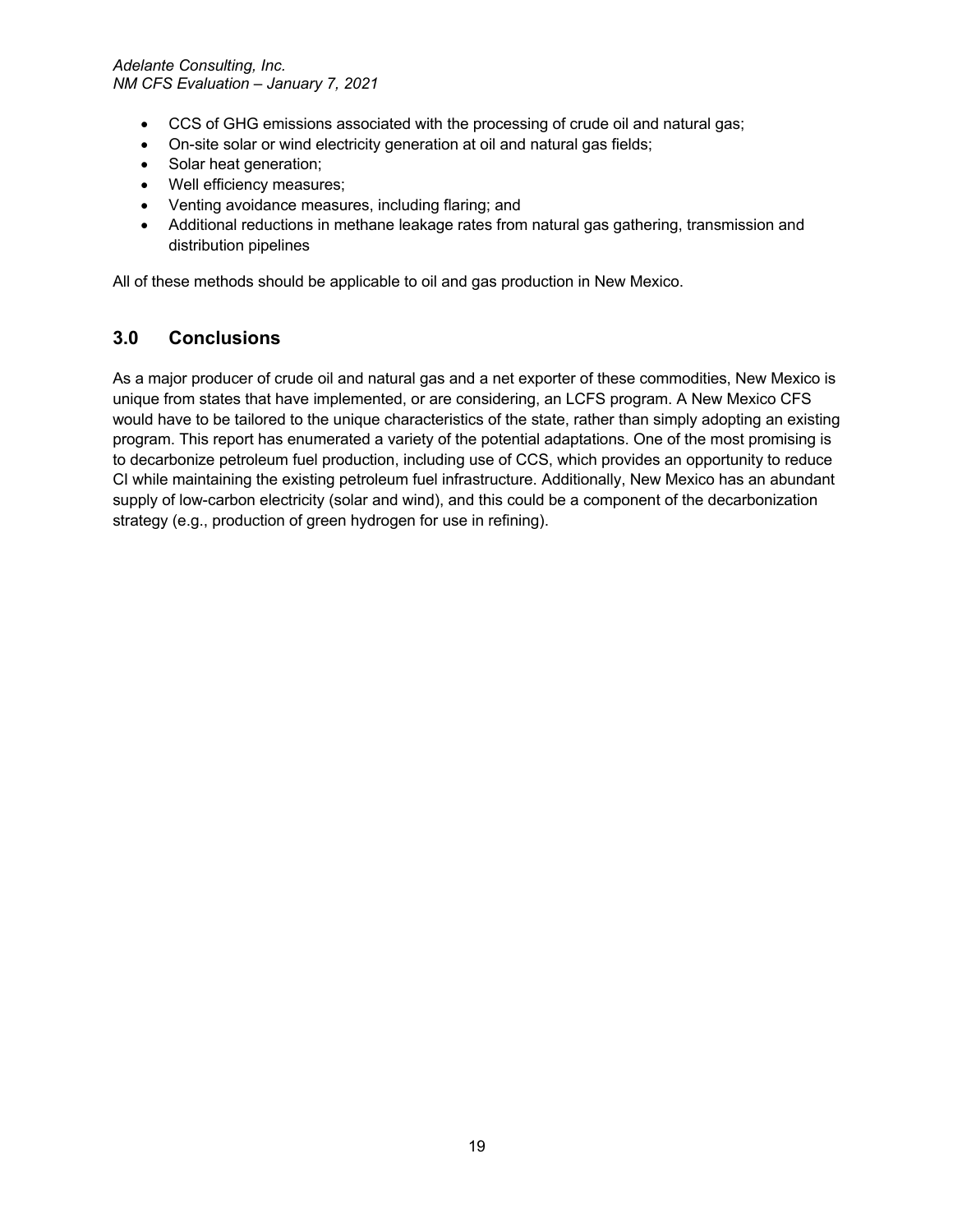- CCS of GHG emissions associated with the processing of crude oil and natural gas;
- On-site solar or wind electricity generation at oil and natural gas fields;
- Solar heat generation;
- Well efficiency measures;
- Venting avoidance measures, including flaring; and
- Additional reductions in methane leakage rates from natural gas gathering, transmission and distribution pipelines

All of these methods should be applicable to oil and gas production in New Mexico.

## 3.0 Conclusions

As a major producer of crude oil and natural gas and a net exporter of these commodities, New Mexico is unique from states that have implemented, or are considering, an LCFS program. A New Mexico CFS would have to be tailored to the unique characteristics of the state, rather than simply adopting an existing program. This report has enumerated a variety of the potential adaptations. One of the most promising is to decarbonize petroleum fuel production, including use of CCS, which provides an opportunity to reduce CI while maintaining the existing petroleum fuel infrastructure. Additionally, New Mexico has an abundant supply of low-carbon electricity (solar and wind), and this could be a component of the decarbonization strategy (e.g., production of green hydrogen for use in refining).